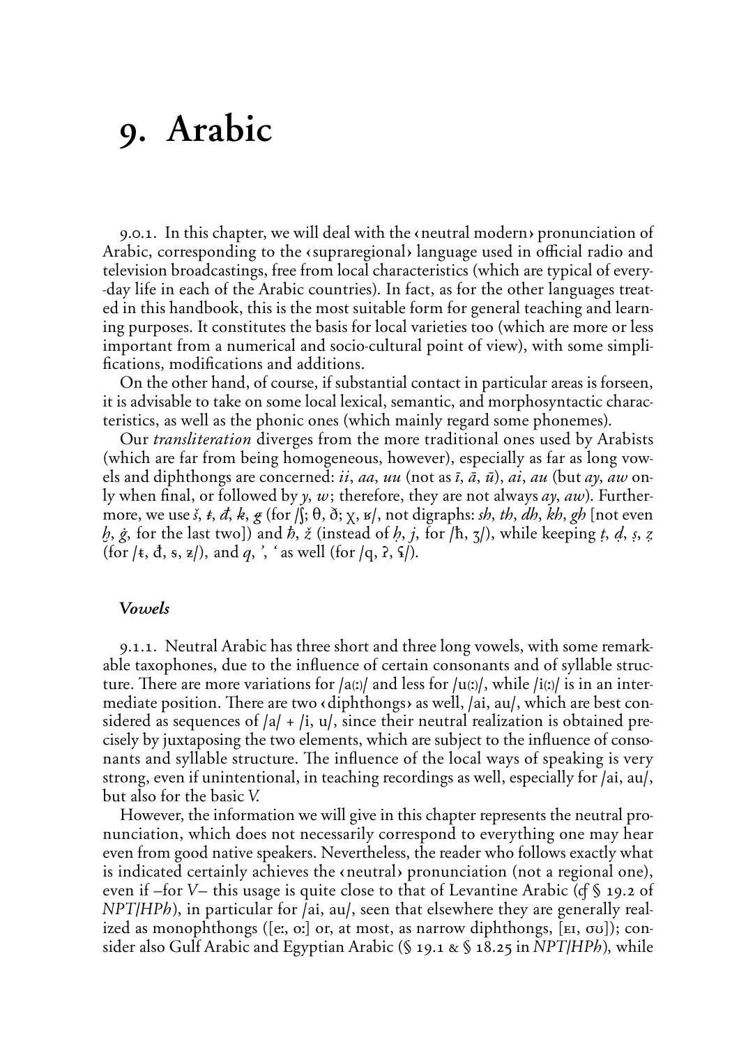# 9. Arabic

9.0.1. In this chapter, we will deal with the ‹neutral modern› pronunciation of Arabic, corresponding to the ‹supraregional› language used in official radio and television broadcastings, free from local characteristics (which are typical of every-day life in each of the Arabic countries). In fact, as for the other languages treated in this handbook, this is the most suitable form for general teaching and learning purposes. It constitutes the basis for local varieties too (which are more or less important from a numerical and socio-cultural point of view), with some simplifications, modifications and additions.

On the other hand, of course, if substantial contact in particular areas is forseen, it is advisable to take on some local lexical, semantic, and morphosyntactic characteristics, as well as the phonic ones (which mainly regard some phonemes).

Our *transliteration* diverges from the more traditional ones used by Arabists (which are far from being homogeneous, however), especially as far as long vowels and diphthongs are concerned: *ii*, *aa*, *uu* (not as *ī*, *ā*, *ū*), *ai*, *au* (but *ay*, *aw* only when final, or followed by *y*, *w*; therefore, they are not always *ay*, *aw*). Furthermore, we use *š*, *ŧ*, *đ*, *ꝁ*, *ǥ* (for /ʃ; θ, ð; χ, ʁ/, not digraphs: *sh*, *th*, *dh*, *kh*, *gh* [not even *ḫ*, *ġ*, for the last two]) and *ħ*, *ž* (instead of *ḥ*, *j*, for /ħ, ʒ/), while keeping *ṭ*, *ḍ*, *ṣ*, *ẓ* (for /ɫ, ɗ, �s, ɀ/), and *q*, *'*, *'* as well (for /q, ʔ, ʕ/).

### *Vowels*

9.1.1. Neutral Arabic has three short and three long vowels, with some remarkable taxophones, due to the influence of certain consonants and of syllable structure. There are more variations for /a(ː)/ and less for /u(ː)/, while /i(ː)/ is in an intermediate position. There are two ‹diphthongs› as well, /ai, au/, which are best considered as sequences of /a/ + /i, u/, since their neutral realization is obtained precisely by juxtaposing the two elements, which are subject to the influence of consonants and syllable structure. The influence of the local ways of speaking is very strong, even if unintentional, in teaching recordings as well, especially for /ai, au/, but also for the basic *V*.

However, the information we will give in this chapter represents the neutral pronunciation, which does not necessarily correspond to everything one may hear even from good native speakers. Nevertheless, the reader who follows exactly what is indicated certainly achieves the ‹neutral› pronunciation (not a regional one), even if –for *V*– this usage is quite close to that of Levantine Arabic (*cf* § 19.2 of *NPT*/*HPh*), in particular for /ai, au/, seen that elsewhere they are generally realized as monophthongs ([eː, oː] or, at most, as narrow diphthongs, [ɛɪ, ɵʊ]); consider also Gulf Arabic and Egyptian Arabic (§ 19.1 & § 18.25 in *NPT*/*HPh*), while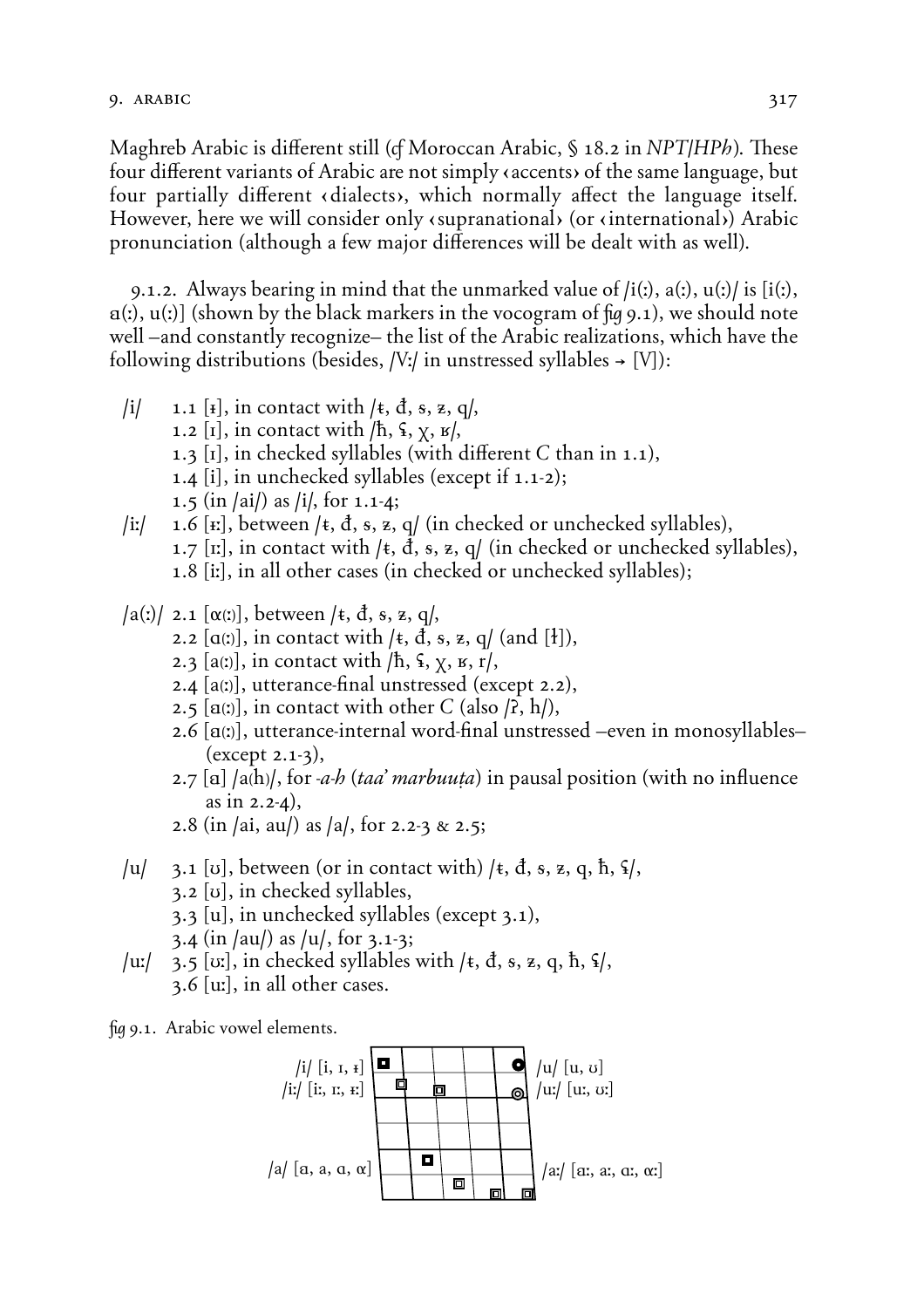Maghreb Arabic is different still (*cf* Moroccan Arabic, § 18.2 in *NPT/HPh*). These four different variants of Arabic are not simply ‹accents› of the same language, but four partially different ‹dialects›, which normally affect the language itself. However, here we will consider only ‹supranational› (or ‹international›) Arabic pronunciation (although a few major differences will be dealt with as well).

9.1.2. Always bearing in mind that the unmarked value of /i(ː), a(ː), u(ː)/ is [i(ː), ɑ(ː), u(ː)] (shown by the black markers in the vocogram of *fig* 9.1), we should note well –and constantly recognize– the list of the Arabic realizations, which have the following distributions (besides, /Vː/ in unstressed syllables → [V]):

/i/ 1.1 [ɪ̶], in contact with /ŧ, đ, �s, ɀ, q/,
 1.2 [ɪ], in contact with /ħ, ʕ, χ, ʁ/,
 1.3 [ɪ], in checked syllables (with different C than in 1.1),
 1.4 [i], in unchecked syllables (except if 1.1-2);
 1.5 (in /ai/) as /i/, for 1.1-4;
/iː/ 1.6 [ɪ̶ː], between /ŧ, đ, �s, ɀ, q/ (in checked or unchecked syllables),
 1.7 [ɪː], in contact with /ŧ, đ, �s, ɀ, q/ (in checked or unchecked syllables),
 1.8 [iː], in all other cases (in checked or unchecked syllables);

/a(ː)/ 2.1 [ɑ(ː)], between /ŧ, đ, �s, ɀ, q/,
 2.2 [ɑ(ː)], in contact with /ŧ, đ, �s, ɀ, q/ (and [ɫ]),
 2.3 [a(ː)], in contact with /ħ, ʕ, χ, ʁ, r/,
 2.4 [a(ː)], utterance-final unstressed (except 2.2),
 2.5 [ɑ(ː)], in contact with other C (also /ʔ, h/),
 2.6 [ɑ(ː)], utterance-internal word-final unstressed –even in monosyllables– (except 2.1-3),
 2.7 [ɑ] /a(h)/, for *-a-h* (*taa' marbuuṭa*) in pausal position (with no influence as in 2.2-4),
 2.8 (in /ai, au/) as /a/, for 2.2-3 & 2.5;

/u/ 3.1 [ʊ], between (or in contact with) /ŧ, đ, �s, ɀ, q, ħ, ʕ/,
 3.2 [ʊ], in checked syllables,
 3.3 [u], in unchecked syllables (except 3.1),
 3.4 (in /au/) as /u/, for 3.1-3;
/uː/ 3.5 [ʊː], in checked syllables with /ŧ, đ, �s, ɀ, q, ħ, ʕ/,
 3.6 [uː], in all other cases.

*fig* 9.1. Arabic vowel elements.

/i/ [i, ɪ, ɪ̶]
/iː/ [iː, ɪː, ɪ̶ː]
/u/ [u, ʊ]
/uː/ [uː, ʊː]
/a/ [ɑ, a, ɑ, α]
/aː/ [ɑː, aː, ɑː, αː]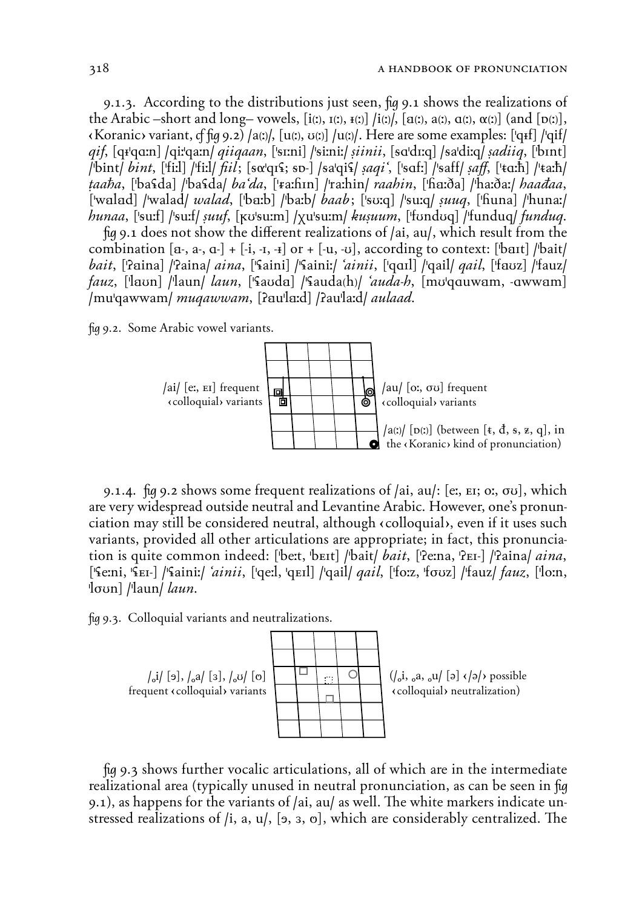9.1.3. According to the distributions just seen, *fig* 9.1 shows the realizations of the Arabic –short and long– vowels, [i(ː), ɪ(ː), ɨ(ː)] /i(ː)/, [ɑ(ː), a(ː), ɑ(ː), ɑ(ː)] (and [ɒ(ː)], ‹Koranic› variant, *cf fig* 9.2) /a(ː)/, [u(ː), ʊ(ː)] /u(ː)/. Here are some examples: [ˈqɨf] /ˈqif/ *qif*, [qɨˈqɑːn] /qiːˈqaːn/ *qiiqaan*, [ˈsɪːni] /ˈsiːniː/ *ṣiinii*, [sɑˈdɪːq] /saˈdiːq/ *ṣadiiq*, [ˈbɪnt] /ˈbint/ *bint*, [ˈfiːl] /ˈfiːl/ *fiil*; [sɑˈqɪʕ; sɒ-] /saˈqiʕ/ *ṣaqiʿ*, [ˈsɑfː] /ˈsaff/ *ṣaff*, [ˈɫɑːħ] /ˈɫaːħ/ *ṭaaha*, [ˈbaʕda] /ˈbaʕda/ *baʿda*, [ˈɾaːɦɪn] /ˈraːhin/ *raahin*, [ˈɦaːða] /ˈhaːðaː/ *haadaa*, [ˈwalad] /ˈwalad/ *walad*, [ˈbaːb] /ˈbaːb/ *baab*; [ˈsʊːq] /ˈsuːq/ *ṣuuq*, [ˈɦuna] /ˈhunaː/ *hunaa*, [ˈsuːf] /ˈsuːf/ *ṣuuf*, [ʁʊˈsuːm] /χuˈsuːm/ *kuṣuum*, [ˈfʊndʊq] /ˈfunduq/ *funduq*.

*fig* 9.1 does not show the different realizations of /ai, au/, which result from the combination [ɑ-, a-, ɑ-] + [-i, -ɪ, -ɨ] or + [-u, -ʊ], according to context: [ˈbaɪt] /ˈbait/ *bait*, [ˈʔaina] /ˈʔaina/ *aina*, [ˈʕaini] /ˈʕainiː/ *ʿainii*, [ˈqɑɪl] /ˈqail/ *qail*, [ˈfaʊz] /ˈfauz/ *fauz*, [ˈlaʊn] /ˈlaun/ *laun*, [ˈʕaʊda] /ˈʕauda(h)/ *ʿauda-h*, [mʊˈqɑuwam, -ɑwwam] /muˈqawwam/ *muqawwam*, [ʔauˈlɑːd] /ʔauˈlaːd/ *aulaad*.

*fig* 9.2. Some Arabic vowel variants.

/ai/ [eː, ᴇɪ] frequent ‹colloquial› variants

/au/ [oː, ơʊ] frequent ‹colloquial› variants

/a(ː)/ [ɒ(ː)] (between [ɫ, đ, s, z, q], in the ‹Koranic› kind of pronunciation)

9.1.4. *fig* 9.2 shows some frequent realizations of /ai, au/: [eː, ᴇɪ; oː, ơʊ], which are very widespread outside neutral and Levantine Arabic. However, one's pronunciation may still be considered neutral, although ‹colloquial›, even if it uses such variants, provided all other articulations are appropriate; in fact, this pronunciation is quite common indeed: [ˈbeːt, ˈbᴇɪt] /ˈbait/ *bait*, [ˈʔeːna, ˈʔᴇɪ-] /ˈʔaina/ *aina*, [ˈʕeːni, ˈʕᴇɪ-] /ˈʕainiː/ *ʿainii*, [ˈqeːl, ˈqᴇɪl] /ˈqail/ *qail*, [ˈfoːz, ˈfơʊz] /ˈfauz/ *fauz*, [ˈloːn, ˈlơʊn] /ˈlaun/ *laun*.

*fig* 9.3. Colloquial variants and neutralizations.

/ₒi/ [ɘ], /ₒa/ [ɜ], /ₒʊ/ [ɵ] frequent ‹colloquial› variants

(/ₒi, ₒa, ₒu/ [ə] ‹/ə/› possible ‹colloquial› neutralization)

*fig* 9.3 shows further vocalic articulations, all of which are in the intermediate realizational area (typically unused in neutral pronunciation, as can be seen in *fig* 9.1), as happens for the variants of /ai, au/ as well. The white markers indicate unstressed realizations of /i, a, u/, [ɘ, ɜ, ɵ], which are considerably centralized. The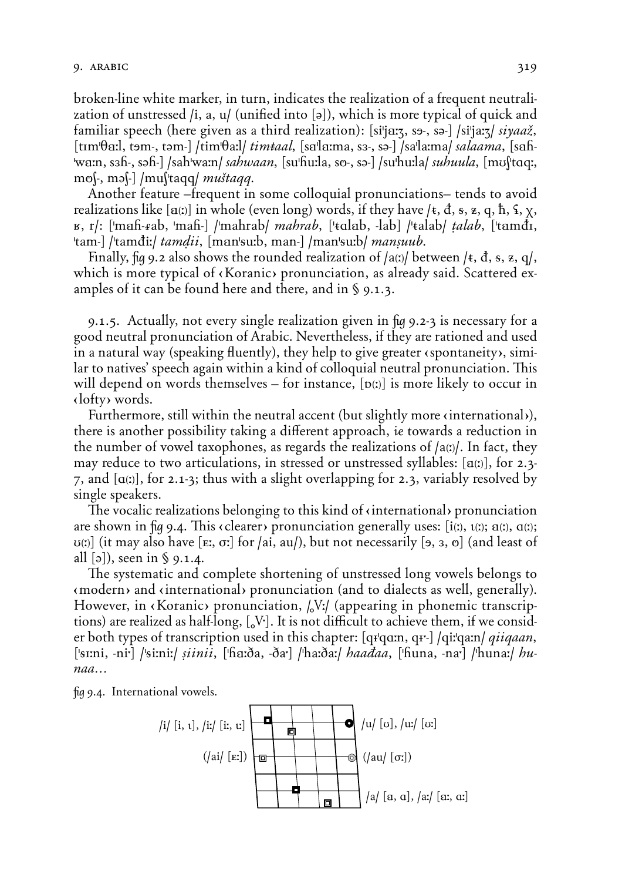broken-line white marker, in turn, indicates the realization of a frequent neutralization of unstressed /i, a, u/ (unified into [ə]), which is more typical of quick and familiar speech (here given as a third realization): [siˈjaːʒ, sɘ-, sə-] /siˈjaːʒ/ *siyaaž*, [tɪmˈθaːl, təm-, təm-] /timˈθaːl/ *timŧaal*, [saˈlaːma, sɜ-, sə-] /saˈlaːma/ *salaama*, [sɑɦˈwɑːn, sɜɦ-, səɦ-] /sahˈwaːn/ *sahwaan*, [suˈɦuːla, sɵ-, sə-] /suˈhuːla/ *suhuula*, [mʊʃˈtɑqː, mɵʃ-, məʃ-] /muʃˈtaqq/ *muštaqq*.

Another feature –frequent in some colloquial pronunciations– tends to avoid realizations like [a(ː)] in whole (even long) words, if they have /ŧ, đ, ȿ, ʑ, q, ħ, ʕ, χ, ʁ, r/: [ˈmɑɦ-ɾab, ˈmɑɦ-] /ˈmahrab/ *mahrab*, [ˈŧɑlɑb, -lab] /ˈŧalab/ *ṭalab*, [ˈtɑmđɪ, ˈtam-] /ˈtamđiː/ *tamḍii*, [mɑnˈsuːb, man-] /manˈsuːb/ *manṣuub*.

Finally, *fig* 9.2 also shows the rounded realization of /a(ː)/ between /ŧ, đ, ȿ, ʑ, q/, which is more typical of ‹Koranic› pronunciation, as already said. Scattered examples of it can be found here and there, and in § 9.1.3.

9.1.5. Actually, not every single realization given in *fig* 9.2-3 is necessary for a good neutral pronunciation of Arabic. Nevertheless, if they are rationed and used in a natural way (speaking fluently), they help to give greater ‹spontaneity›, similar to natives' speech again within a kind of colloquial neutral pronunciation. This will depend on words themselves – for instance, [ɒ(ː)] is more likely to occur in ‹lofty› words.

Furthermore, still within the neutral accent (but slightly more ‹international›), there is another possibility taking a different approach, *ie* towards a reduction in the number of vowel taxophones, as regards the realizations of /a(ː)/. In fact, they may reduce to two articulations, in stressed or unstressed syllables: [a(ː)], for 2.3-7, and [ɑ(ː)], for 2.1-3; thus with a slight overlapping for 2.3, variably resolved by single speakers.

The vocalic realizations belonging to this kind of ‹international› pronunciation are shown in *fig* 9.4. This ‹clearer› pronunciation generally uses: [i(ː), ɩ(ː); a(ː), ɑ(ː); ʊ(ː)] (it may also have [ɛː, ɔː] for /ai, au/), but not necessarily [ɘ, ɜ, ɵ] (and least of all [ə]), seen in § 9.1.4.

The systematic and complete shortening of unstressed long vowels belongs to ‹modern› and ‹international› pronunciation (and to dialects as well, generally). However, in ‹Koranic› pronunciation, /ˌVː/ (appearing in phonemic transcriptions) are realized as half-long, [ˌVˑ]. It is not difficult to achieve them, if we consider both types of transcription used in this chapter: [qɪˈqɑːn, qɪˑ-] /qiːˈqaːn/ *qiiqaan*, [ˈsɪːni, -niˑ] /ˈsiːniː/ *ṣiinii*, [ˈɦaːða, -ðaˑ] /ˈhaːðaː/ *haađaa*, [ˈɦuna, -naˑ] /ˈhunaː/ *hunaa*…

*fig* 9.4. International vowels.

/i/ [i, ɩ], /iː/ [iː, ɩː] — /u/ [ʊ], /uː/ [ʊː]
(/ai/ [ɛː]) — (/au/ [ɔː])
/a/ [a, ɑ], /aː/ [aː, ɑː]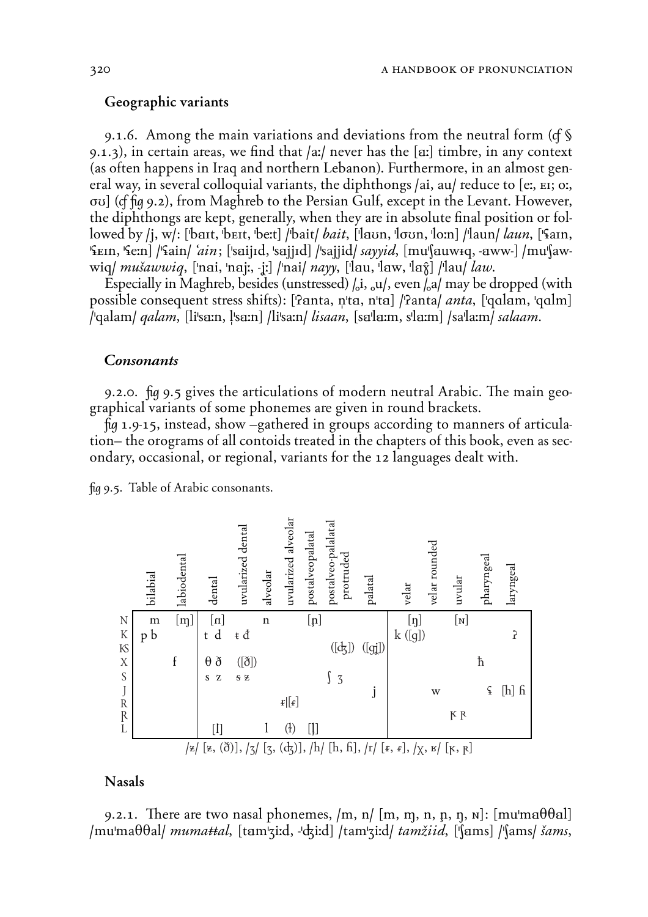## Geographic variants

9.1.6. Among the main variations and deviations from the neutral form (*cf* § 9.1.3), in certain areas, we find that /aː/ never has the [ɑː] timbre, in any context (as often happens in Iraq and northern Lebanon). Furthermore, in an almost general way, in several colloquial variants, the diphthongs /ai, au/ reduce to [eː, ᴇɪ; oː, ʊʊ] (*cf fig* 9.2), from Maghreb to the Persian Gulf, except in the Levant. However, the diphthongs are kept, generally, when they are in absolute final position or followed by /j, w/: [ˈbaɪt, ˈbᴇɪt, ˈbeːt] /ˈbait/ *bait*, [ˈlaʊn, ˈlʊʊn, ˈloːn] /ˈlaun/ *laun*, [ˈʕaɪn, ˈʕᴇɪn, ˈʕeːn] /ˈʕain/ *ʿain*; [ˈsaijɪd, ˈsajjɪd] /ˈsajjid/ *sayyid*, [muˈʃauwɨq, -aww-] /muˈʃawwiq/ *mušawwiq*, [ˈnai, ˈnajː, -jː] /ˈnai/ *nayy*, [ˈlau, ˈlaw, ˈlaɣ̂] /ˈlau/ *law*.

Especially in Maghreb, besides (unstressed) /ₒi, ₒu/, even /ₒa/ may be dropped (with possible consequent stress shifts): [ˈʔanta, n̩ˈta, nˈta] /ˈʔanta/ *anta*, [ˈqɑlam, ˈqɑlm] /ˈqalam/ *qalam*, [liˈsaːn, l̩ˈsaːn] /liˈsaːn/ *lisaan*, [saˈlaːm, sˈlaːm] /saˈlaːm/ *salaam*.

## *Consonants*

9.2.0. *fig* 9.5 gives the articulations of modern neutral Arabic. The main geographical variants of some phonemes are given in round brackets.

*fig* 1.9-15, instead, show –gathered in groups according to manners of articulation– the orograms of all contoids treated in the chapters of this book, even as secondary, occasional, or regional, variants for the 12 languages dealt with.

*fig* 9.5. Table of Arabic consonants.

| | bilabial | labiodental | dental | uvularized dental | alveolar | uvularized alveolar | postalveopalatal | postalveo-palatal protruded | palatal | velar | velar rounded | uvular | pharyngeal | laryngeal |
|---|---|---|---|---|---|---|---|---|---|---|---|---|---|---|
| N | m | [ɱ] | [n̪] | | n | | [ɲ] | | | [ŋ] | | [ɴ] | | |
| K | p b | | t d | ŧ đ | | | | | | k ([g]) | | | | ʔ |
| KS | | | | | | | | ([ʤ]) | ([ɟʝ]) | | | | | |
| X | | f | θ ð | ([ð̴]) | | | | | | | | | ħ | |
| S | | | s z | s̴ z̴ | | | | ʃ ʒ | | | | | | |
| J | | | | | | | | | j | | w | | ʕ | [h] ɦ |
| R | | | | | | ɾ̴\|[ɾ̴] | | | | | | | | |
| R̥ | | | | | | | | | | | | ʀ̥ ʀ | | |
| L | | | [l̪] | | l | (ɫ) | [ḽ] | | | | | | | |

/z̴/ [z̴, (ð̴)], /ʒ/ [ʒ, (ʤ)], /h/ [h, ɦ], /r/ [ɾ̴, ɾ̴], /χ, ʁ/ [ʀ̥, ʀ]

## Nasals

9.2.1. There are two nasal phonemes, /m, n/ [m, ɱ, n, ɲ, ŋ, ɴ]: [muˈmɑθθal] /muˈmaθθal/ *mumaṯṯal*, [tamˈʒiːd, -ˈʤiːd] /tamˈʒiːd/ *tamžiid*, [ˈʃams] /ˈʃams/ *šams*,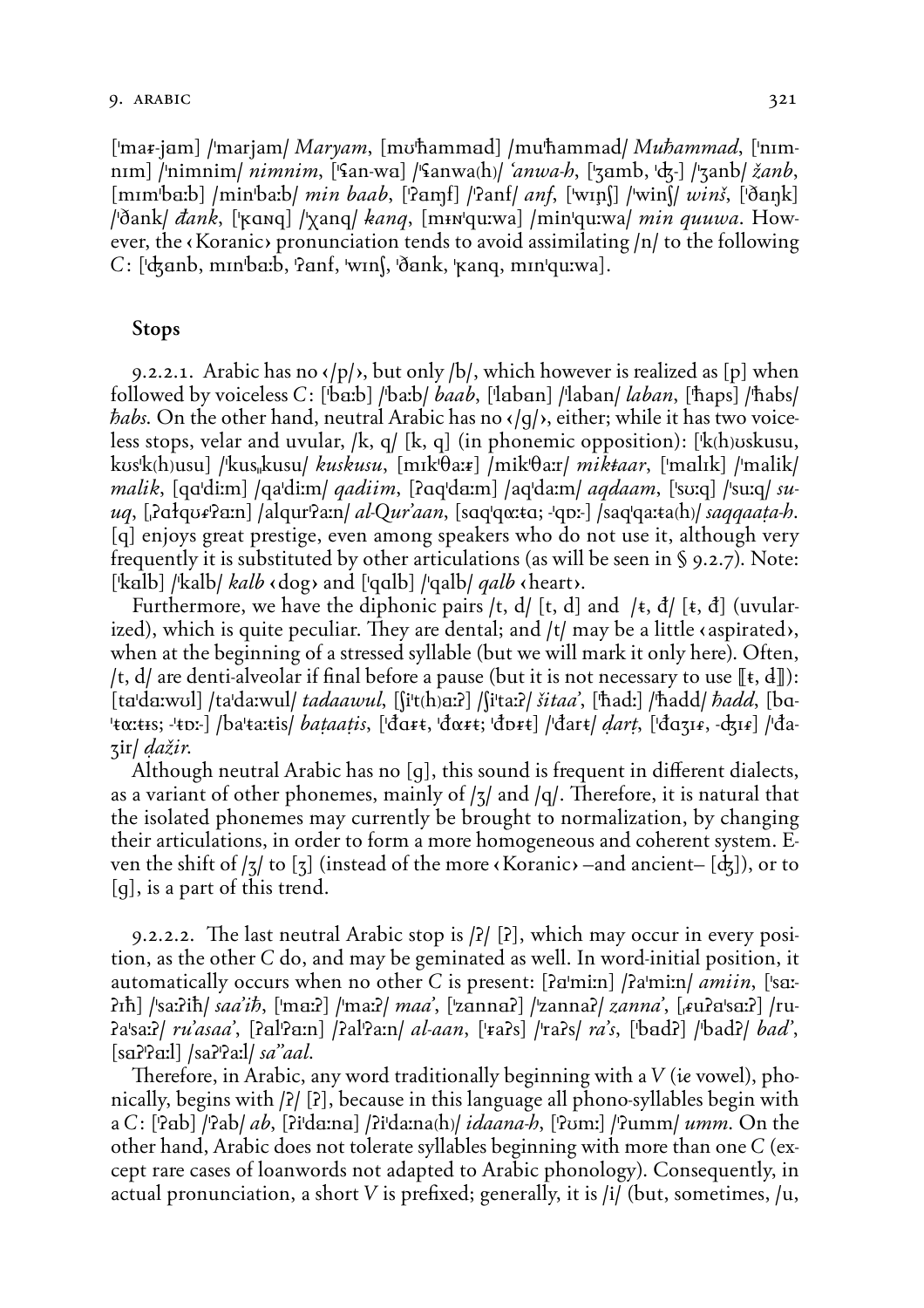['maɾ-jam] /'marjam/ *Maryam*, [mʊ'ħammad] /mu'ħammad/ *Muħammad*, ['nɪm-nɪm] /'nimnim/ *nimnim*, ['ʕan-wa] /'ʕanwa(h)/ *'anwa-h*, ['ʒamb, 'ʤ-] /'ʒanb/ *žanb*, [mɪm'baːb] /min'baːb/ *min baab*, ['ʔaɱf] /'ʔanf/ *anf*, ['wɪɲʃ] /'winʃ/ *winš*, ['ðaŋk] /'ðank/ *đank*, ['ʁanq] /'χanq/ *kanq*, [mɪɴ'quːwa] /min'quːwa/ *min quuwa*. However, the ‹Koranic› pronunciation tends to avoid assimilating /n/ to the following *C*: ['ʤanb, mɪn'baːb, 'ʔanf, 'wɪnʃ, 'ðank, 'ʁanq, mɪn'quːwa].

### Stops

9.2.2.1. Arabic has no ‹/p/›, but only /b/, which however is realized as [p] when followed by voiceless *C*: ['baːb] /'baːb/ *baab*, ['laban] /'laban/ *laban*, ['ħaps] /'ħabs/ *ħabs*. On the other hand, neutral Arabic has no ‹/g/›, either; while it has two voiceless stops, velar and uvular, /k, q/ [k, q] (in phonemic opposition): ['k(h)ʊskusu, kʊs'k(h)usu] /'kusˌkusu/ *kuskusu*, [mɪk'θaːɾ] /mik'θaːr/ *mikŧaar*, ['malɪk] /'malik/ *malik*, [qa'diːm] /qa'diːm/ *qadiim*, [ʔaq'daːm] /aq'daːm/ *aqdaam*, ['sʊːq] /'suːq/ *suuq*, [ˌʔaɫqʊɾ'ʔaːn] /alqur'ʔaːn/ *al-Qur'aan*, [saq'qɑːtɑ; -'qɒː-] /saq'qaːta(h)/ *saqqaaṭa-h*. [q] enjoys great prestige, even among speakers who do not use it, although very frequently it is substituted by other articulations (as will be seen in § 9.2.7). Note: ['kalb] /'kalb/ *kalb* ‹dog› and ['qalb] /'qalb/ *qalb* ‹heart›.

Furthermore, we have the diphonic pairs /t, d/ [t, d] and /ŧ, đ/ [ŧ, đ] (uvularized), which is quite peculiar. They are dental; and /t/ may be a little ‹aspirated›, when at the beginning of a stressed syllable (but we will mark it only here). Often, /t, d/ are denti-alveolar if final before a pause (but it is not necessary to use ⟦ŧ, đ⟧): [ta'daːwʊl] /ta'daːwul/ *tadaawul*, [ʃi't(h)aːʔ] /ʃi'taːʔ/ *šitaa'*, ['ħadː] /'ħadd/ *ħadd*, [ba'ŧɑːŧɪs; -'ŧɒː-] /ba'ŧaːŧis/ *baṭaaṭis*, ['đaɾŧ, 'đɑɾŧ; 'đɒɾŧ] /'đarŧ/ *ḍarṭ*, ['đaʒɪɾ, -ʤɪɾ] /'đaʒir/ *ḍažir*.

Although neutral Arabic has no [g], this sound is frequent in different dialects, as a variant of other phonemes, mainly of /ʒ/ and /q/. Therefore, it is natural that the isolated phonemes may currently be brought to normalization, by changing their articulations, in order to form a more homogeneous and coherent system. Even the shift of /ʒ/ to [ʒ] (instead of the more ‹Koranic› –and ancient– [ʤ]), or to [g], is a part of this trend.

9.2.2.2. The last neutral Arabic stop is /ʔ/ [ʔ], which may occur in every position, as the other *C* do, and may be geminated as well. In word-initial position, it automatically occurs when no other *C* is present: [ʔa'miːn] /ʔa'miːn/ *amiin*, ['saːʔɪħ] /'saːʔiħ/ *saa'iħ*, ['maːʔ] /'maːʔ/ *maa'*, ['zannaʔ] /'zannaʔ/ *zanna'*, [ˌɾuʔa'saːʔ] /ruʔa'saːʔ/ *ru'asaa'*, [ʔal'ʔaːn] /ʔal'ʔaːn/ *al-aan*, ['ɾaʔs] /'raʔs/ *ra's*, ['badʔ] /'badʔ/ *bad'*, [saʔ'ʔaːl] /saʔ'ʔaːl/ *sa''aal*.

Therefore, in Arabic, any word traditionally beginning with a *V* (ie vowel), phonically, begins with /ʔ/ [ʔ], because in this language all phono-syllables begin with a *C*: ['ʔab] /'ʔab/ *ab*, [ʔi'daːna] /ʔi'daːna(h)/ *idaana-h*, ['ʔʊmː] /'ʔumm/ *umm*. On the other hand, Arabic does not tolerate syllables beginning with more than one *C* (except rare cases of loanwords not adapted to Arabic phonology). Consequently, in actual pronunciation, a short *V* is prefixed; generally, it is /i/ (but, sometimes, /u,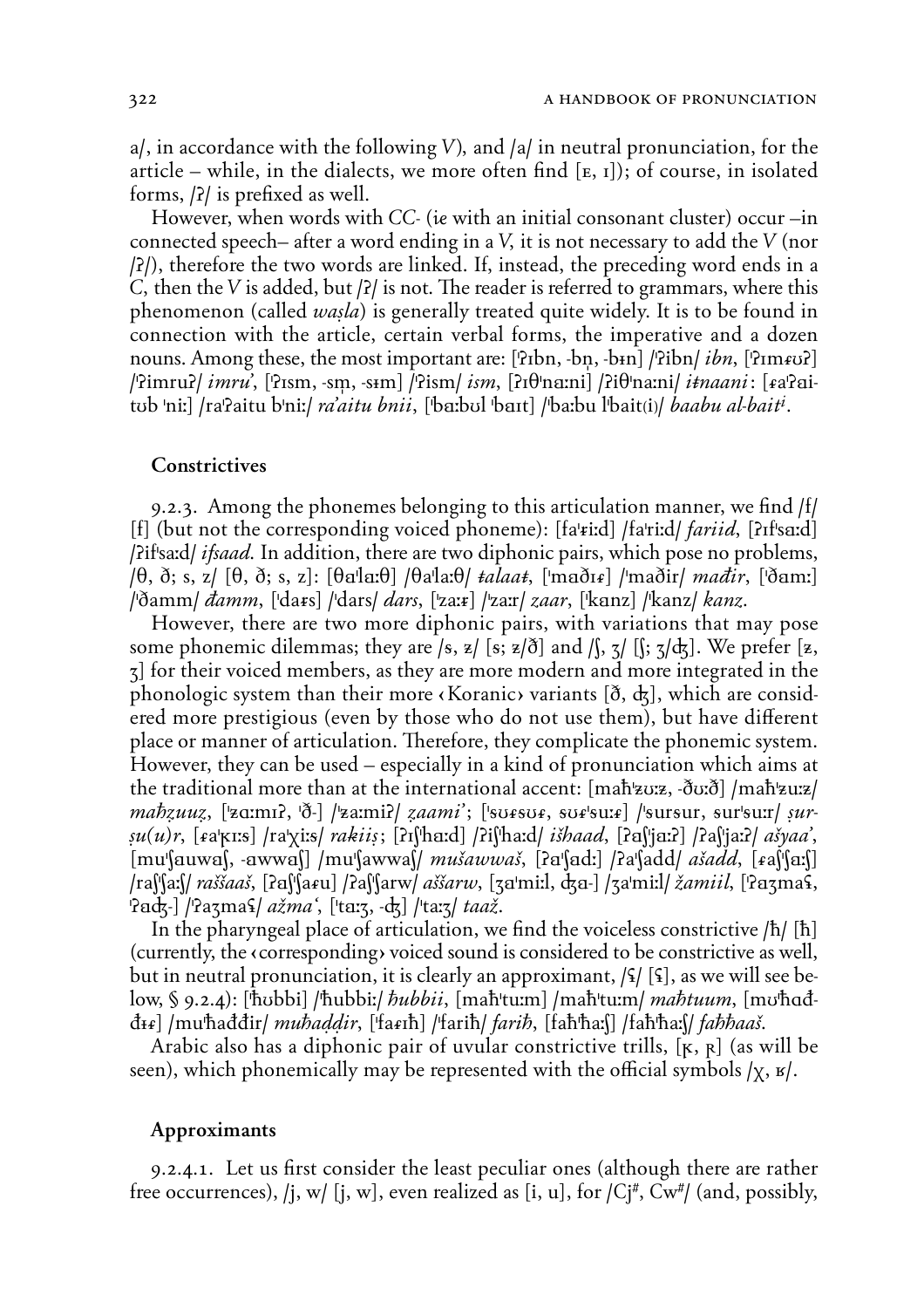a/, in accordance with the following *V*), and /a/ in neutral pronunciation, for the article – while, in the dialects, we more often find [ᴇ, ɪ]); of course, in isolated forms, /ʔ/ is prefixed as well.

However, when words with *CC-* (*ie* with an initial consonant cluster) occur –in connected speech– after a word ending in a *V*, it is not necessary to add the *V* (nor /ʔ/), therefore the two words are linked. If, instead, the preceding word ends in a *C*, then the *V* is added, but /ʔ/ is not. The reader is referred to grammars, where this phenomenon (called *waṣla*) is generally treated quite widely. It is to be found in connection with the article, certain verbal forms, the imperative and a dozen nouns. Among these, the most important are: [ˈʔɪbn, -bn̩, -bɨn] /ˈʔibn/ *ibn*, [ˈʔɪmɾʊʔ] /ˈʔimruʔ/ *imruʼ*, [ˈʔɪsm, -sm̩, -sɨm] /ˈʔism/ *ism*, [ʔɪθˈnaːni] /ʔiθˈnaːni/ *iṯnaani*: [ɾaˈʔai-tʊb ˈniː] /raˈʔaitu bˈniː/ *raʼaitu bnii*, [ˈbaːbʊl ˈbaɪt] /ˈbaːbu lˈbait(i)/ *baabu al-bait^i*.

### Constrictives

9.2.3. Among the phonemes belonging to this articulation manner, we find /f/ [f] (but not the corresponding voiced phoneme): [faˈɾiːd] /faˈriːd/ *fariid*, [ʔɪfˈsaːd] /ʔifˈsaːd/ *ifsaad*. In addition, there are two diphonic pairs, which pose no problems, /θ, ð; s, z/ [θ, ð; s, z]: [θaˈlaːθ] /θaˈlaːθ/ *ṯalaaṯ*, [ˈmaðɪɾ] /ˈmaðir/ *maḏir*, [ˈðamː] /ˈðamm/ *ḏamm*, [ˈdaɾs] /ˈdars/ *dars*, [ˈzaːɾ] /ˈzaːr/ *zaar*, [ˈkanz] /ˈkanz/ *kanz*.

However, there are two more diphonic pairs, with variations that may pose some phonemic dilemmas; they are /s, z/ [s; z/ð] and /ʃ, ʒ/ [ʃ; ʒ/ʤ]. We prefer [z, ʒ] for their voiced members, as they are more modern and more integrated in the phonologic system than their more ‹Koranic› variants [ð, ʤ], which are considered more prestigious (even by those who do not use them), but have different place or manner of articulation. Therefore, they complicate the phonemic system. However, they can be used – especially in a kind of pronunciation which aims at the traditional more than at the international accent: [maħˈzʊːz, -ðʊːð] /maħˈzuːz/ *maḥzuuz*, [ˈzaːmɪʔ, ˈð-] /ˈzaːmiʔ/ *zaamiʼ*; [ˈsʊɾsʊɾ, sʊɾˈsuːɾ] /ˈsursur, surˈsuːr/ *ṣurṣu(u)r*, [ɾaˈʁɪːs] /raˈχiːs/ *rakiiṣ*; [ʔɪʃˈhaːd] /ʔiʃˈhaːd/ *išhaad*, [ʔaʃˈjaːʔ] /ʔaʃˈjaːʔ/ *ašyaaʼ*, [muˈʃauwaʃ, -awwaʃ] /muˈʃawwaʃ/ *mušawwaš*, [ʔaˈʃadː] /ʔaˈʃadd/ *ašadd*, [ɾaʃˈʃaːʃ] /raʃˈʃaːʃ/ *raššaaš*, [ʔaʃˈʃaɾu] /ʔaʃˈʃarw/ *aššarw*, [ʒaˈmiːl, ʤa-] /ʒaˈmiːl/ *žamiil*, [ˈʔaʒmaʕ, ˈʔaʤ-] /ˈʔaʒmaʕ/ *ažmaʻ*, [ˈtaːʒ, -ʤ] /ˈtaːʒ/ *taaž*.

In the pharyngeal place of articulation, we find the voiceless constrictive /ħ/ [ħ] (currently, the ‹corresponding› voiced sound is considered to be constrictive as well, but in neutral pronunciation, it is clearly an approximant, /ʕ/ [ʕ], as we will see below, § 9.2.4): [ˈħʊbbi] /ˈħubbiː/ *ḥubbii*, [maħˈtuːm] /maħˈtuːm/ *maḥtuum*, [mʊˈħađđɪɾ] /muˈħađđir/ *muḥaḍḍir*, [ˈfaɾɪħ] /ˈfariħ/ *fariḥ*, [faħˈħaːʃ] /faħˈħaːʃ/ *faḥḥaaš*.

Arabic also has a diphonic pair of uvular constrictive trills, [ʁ̞, ʀ̞] (as will be seen), which phonemically may be represented with the official symbols /χ, ʁ/.

### Approximants

9.2.4.1. Let us first consider the least peculiar ones (although there are rather free occurrences), /j, w/ [j, w], even realized as [i, u], for /Cj#, Cw#/ (and, possibly,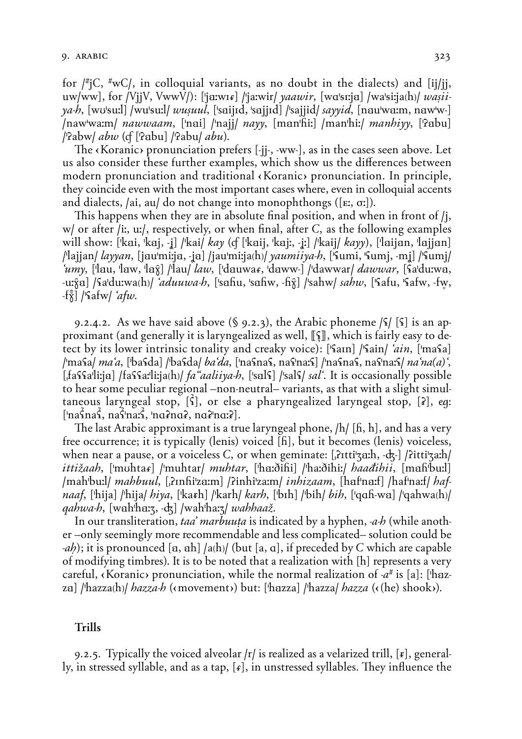for /#jC, #wC/, in colloquial variants, as no doubt in the dialects) and [ij/jj, uw/ww], for /VjjV, VwwV/): [ˈjaːwɪɾ] /ˈjaːwir/ *yaawir*, [wɑˈsɪːjɑ] /waˈsiːja(h)/ *waṣii-ya-h*, [wʊˈsuːl] /wuˈsuːl/ *wuṣuul*, [ˈsɑijɪd, ˈsɑjjɪd] /ˈsajjid/ *sayyid*, [nɑuˈwɑːm, nɑwˈw-] /nawˈwaːm/ *nawwaam*, [ˈnɑi] /ˈnajj/ *nayy*, [mɑnˈɦiː] /manˈhiː/ *manhiyy*, [ˈʔɑbu] /ˈʔabw/ *abw* (cf [ˈʔɑbu] /ˈʔabu/ *abu*).

The ‹Koranic› pronunciation prefers [-jj-, -ww-], as in the cases seen above. Let us also consider these further examples, which show us the differences between modern pronunciation and traditional ‹Koranic› pronunciation. In principle, they coincide even with the most important cases where, even in colloquial accents and dialects, /ai, au/ do not change into monophthongs ([ɛː, ɔː]).

This happens when they are in absolute final position, and when in front of /j, w/ or after /iː, uː/, respectively, or when final, after C, as the following examples will show: [ˈkɑi, ˈkɑj, -j̊] /ˈkai/ *kay* (cf [ˈkɑij, ˈkɑjː, -j̊ː] /ˈkaij/ *kayy*), [ˈlɑijɑn, ˈlɑjjɑn] /ˈlajjan/ *layyan*, [jɑuˈmiːjɑ, -jɑ] /jauˈmiːja(h)/ *yaumiiya-h*, [ˈʕumi, ˈʕumj, -mj̊] /ˈʕumj/ *ʿumy*, [ˈlɑu, ˈlɑw, ˈlɑɣ̊] /ˈlau/ *law*, [ˈdɑuwɑɾ, ˈdɑww-] /ˈdawwar/ *dawwar*, [ʕɑˈduːwɑ, -uːɣ̊ɑ] /ʕaˈduːwa(h)/ *ʿaduuwa-h*, [ˈsɑɦu, ˈsɑɦw, -ɦɣ̊] /ˈsahw/ *sahw*, [ˈʕɑfu, ˈʕɑfw, -fw̥, -fɣ̊] /ˈʕafw/ *ʿafw*.

9.2.4.2. As we have said above (§ 9.2.3), the Arabic phoneme /ʕ/ [ʕ] is an approximant (and generally it is laryngealized as well, [ʕ̰], which is fairly easy to detect by its lower intrinsic tonality and creaky voice): [ˈʕɑɪn] /ˈʕain/ *ʿain*, [ˈmɑʕɑ] /ˈmaʕa/ *maʿa*, [ˈbɑʕdɑ] /ˈbaʕda/ *baʿda*, [ˈnɑʕnɑʕ, nɑʕˈnɑːʕ] /ˈnaʕnaʕ, naʕˈnaːʕ/ *naʿna(a)ʿ*, [ˌfɑʕʕɑˈliːjɑ] /faʕʕaːˈliːja(h)/ *faʿʿaaliiya-h*, [ˈsɑlʕ] /ˈsalʕ/ *salʿ*. It is occasionally possible to hear some peculiar regional –non-neutral– variants, as that with a slight simultaneous laryngeal stop, [ʕ̰], or else a pharyngealized laryngeal stop, [ʔ], eg: [ˈnɑʕ̰nɑʕ̰, nɑʕˈnɑːʕ̰, ˈnɑʔnɑʔ, nɑʔˈnɑːʔ].

The last Arabic approximant is a true laryngeal phone, /h/ [ɦ, h], and has a very free occurrence; it is typically (lenis) voiced [ɦ], but it becomes (lenis) voiceless, when near a pause, or a voiceless C, or when geminate: [ˌʔɪttiˈʒɑːh, -ʤ-] /ʔittiˈʒaːh/ *ittižaah*, [ˈmʊhtɑɾ] /ˈmuhtar/ *muhtar*, [ˈhɑːðiɦi] /ˈhaːðihiː/ *haadihii*, [mɑɦˈbuːl] /mahˈbuːl/ *mahbuul*, [ˌʔɪnɦiˈzɑːm] /ʔinhiˈzaːm/ *inhizaam*, [hɑfˈnɑːf] /hafˈnaːf/ *hafnaaf*, [ˈhijɑ] /ˈhija/ *hiya*, [ˈkɑɾh] /ˈkarh/ *karh*, [ˈbɪh] /ˈbih/ *bih*, [ˈqɑɦ-wɑ] /ˈqahwa(h)/ *qahwa-h*, [wɑhˈhɑːʒ, -ʤ] /wahˈhaːʒ/ *wahhaaž*.

In our transliteration, *taa' marbuuṭa* is indicated by a hyphen, *-a-h* (while another –only seemingly more recommendable and less complicated– solution could be *-aḥ*); it is pronounced [ɑ, ɑh] /a(h)/ (but [ɑ, ɑ], if preceded by C which are capable of modifying timbres). It is to be noted that a realization with [h] represents a very careful, ‹Koranic› pronunciation, while the normal realization of *-a#* is [ɑ]: [ˈhɑzzɑ] /ˈhazza(h)/ *hazza-h* (‹movement›) but: [ˈhɑzzɑ] /ˈhazza/ *hazza* (‹(he) shook›).

## Trills

9.2.5. Typically the voiced alveolar /r/ is realized as a velarized trill, [ɾ], generally, in stressed syllable, and as a tap, [ɾ], in unstressed syllables. They influence the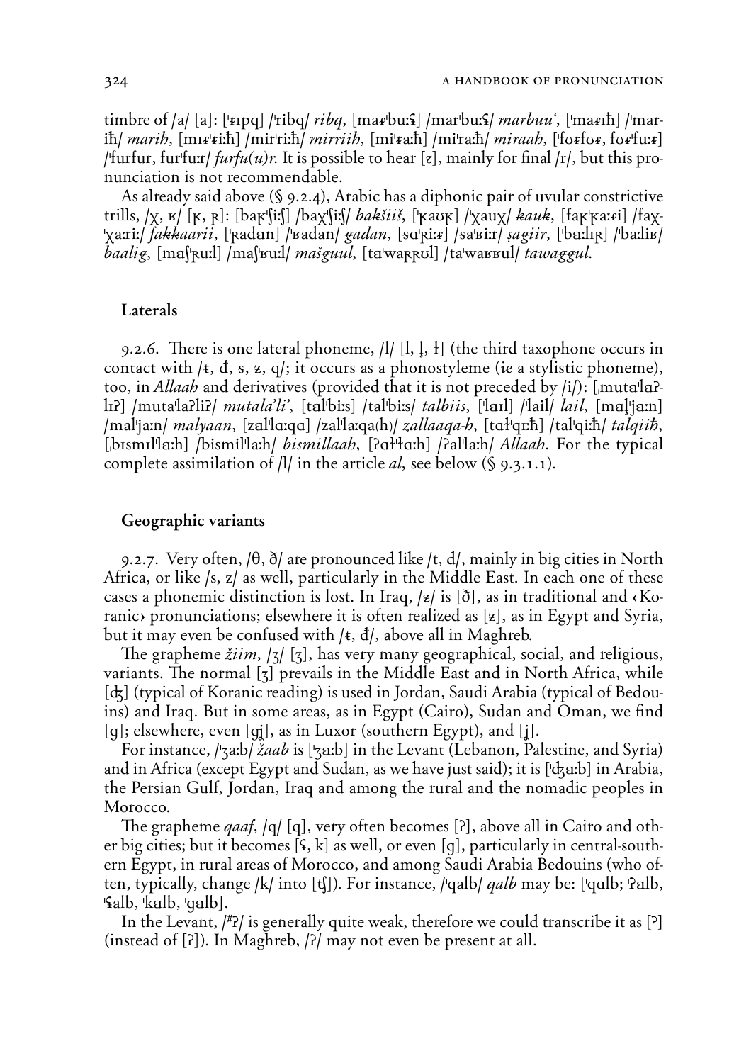timbre of /a/ [a]: [ˈɾɪpq] /ˈribq/ *ribq*, [maɾˈbuːʕ] /marˈbuːʕ/ *marbuuʻ*, [ˈmaɾɪħ] /ˈmar-iħ/ *mariḥ*, [mɪɾˈɾiːħ] /mirˈriːħ/ *mirriiḥ*, [miˈɾaːħ] /miˈraːħ/ *miraaḥ*, [ˈfʊɾfʊɾ, fʊɾˈfuːɾ] /ˈfurfur, furˈfuːr/ *furfu(u)r*. It is possible to hear [z], mainly for final /r/, but this pronunciation is not recommendable.

As already said above (§ 9.2.4), Arabic has a diphonic pair of uvular constrictive trills, /χ, ʁ/ [ʀ̥, ʀ]: [baʀ̥ˈʃiːʃ] /baχˈʃiːʃ/ *bakšiiš*, [ˈʀ̥aʊʀ̥] /ˈχauχ/ *kauk*, [faʀ̥ˈʀ̥aːɾi] /faχ-ˈχaːriː/ *fakkaarii*, [ˈʀadɑn] /ˈʁadan/ *gadan*, [sɑˈʀiːɾ] /saˈʁiːr/ *ṣagiir*, [ˈbaːlɪʀ] /ˈbaːliʁ/ *baalig*, [maʃˈʀuːl] /maʃˈʁuːl/ *mašguul*, [taˈwaʀʀʊl] /taˈwaʁʁul/ *tawaggul*.

### Laterals

9.2.6. There is one lateral phoneme, /l/ [l, ḷ, ɫ] (the third taxophone occurs in contact with /ŧ, đ, s, z, q/; it occurs as a phonostyleme (ie a stylistic phoneme), too, in *Allaah* and derivatives (provided that it is not preceded by /i/): [ˌmutɑˈlaʔ-lɪʔ] /mutaˈlaʔliʔ/ *mutala'li'*, [tɑlˈbiːs] /talˈbiːs/ *talbiis*, [ˈlaɪl] /ˈlail/ *lail*, [maḷˈjaːn] /malˈjaːn/ *malyaan*, [zalˈlɑːqɑ] /zalˈlaːqa(h)/ *zallaaqa-h*, [tɑɫˈqɪːħ] /talˈqiːħ/ *talqiiḥ*, [ˌbɪsmɪlˈlaːh] /bismilˈlaːh/ *bismillaah*, [ʔɑɫˈɫɑːh] /ʔalˈlaːh/ *Allaah*. For the typical complete assimilation of /l/ in the article *al*, see below (§ 9.3.1.1).

### Geographic variants

9.2.7. Very often, /θ, ð/ are pronounced like /t, d/, mainly in big cities in North Africa, or like /s, z/ as well, particularly in the Middle East. In each one of these cases a phonemic distinction is lost. In Iraq, /z/ is [ð], as in traditional and ‹Koranic› pronunciations; elsewhere it is often realized as [z], as in Egypt and Syria, but it may even be confused with /ŧ, đ/, above all in Maghreb.

The grapheme *žiim*, /ʒ/ [ʒ], has very many geographical, social, and religious, variants. The normal [ʒ] prevails in the Middle East and in North Africa, while [ʤ] (typical of Koranic reading) is used in Jordan, Saudi Arabia (typical of Bedouins) and Iraq. But in some areas, as in Egypt (Cairo), Sudan and Oman, we find [g]; elsewhere, even [gj], as in Luxor (southern Egypt), and [ɟ].

For instance, /ˈʒaːb/ *žaab* is [ˈʒaːb] in the Levant (Lebanon, Palestine, and Syria) and in Africa (except Egypt and Sudan, as we have just said); it is [ˈʤɑːb] in Arabia, the Persian Gulf, Jordan, Iraq and among the rural and the nomadic peoples in Morocco.

The grapheme *qaaf*, /q/ [q], very often becomes [ʔ], above all in Cairo and other big cities; but it becomes [ʕ, k] as well, or even [g], particularly in central-southern Egypt, in rural areas of Morocco, and among Saudi Arabia Bedouins (who often, typically, change /k/ into [ʧ]). For instance, /ˈqalb/ *qalb* may be: [ˈqɑlb; ˈʔalb, ˈʕalb, ˈkɑlb, ˈgɑlb].

In the Levant, /ˈʔ/ is generally quite weak, therefore we could transcribe it as [ˀ] (instead of [ʔ]). In Maghreb, /ʔ/ may not even be present at all.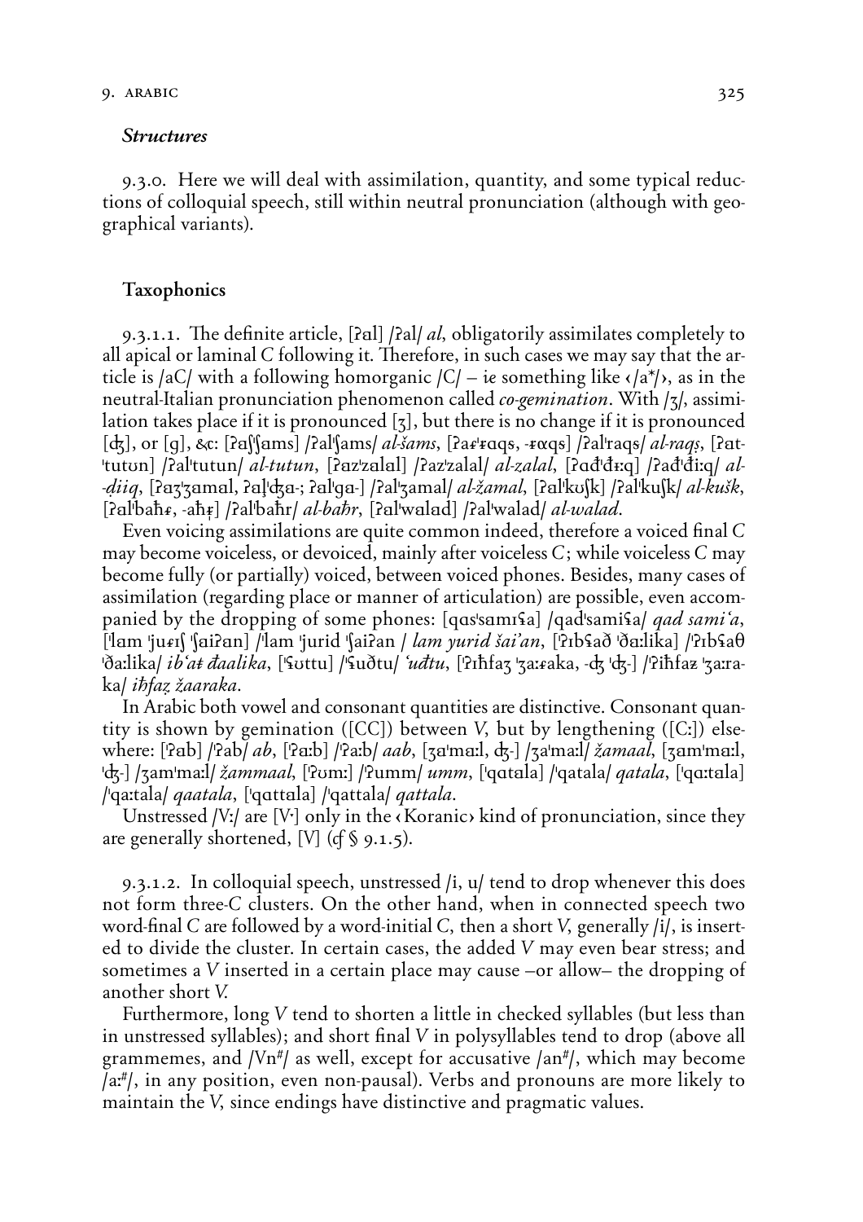### *Structures*

9.3.0. Here we will deal with assimilation, quantity, and some typical reductions of colloquial speech, still within neutral pronunciation (although with geographical variants).

## Taxophonics

9.3.1.1. The definite article, [ʔal] /ʔal/ *al*, obligatorily assimilates completely to all apical or laminal C following it. Therefore, in such cases we may say that the article is /aC/ with a following homorganic /C/ – *ie* something like ‹/a*/›, as in the neutral-Italian pronunciation phenomenon called *co-gemination*. With /ʒ/, assimilation takes place if it is pronounced [ʒ], but there is no change if it is pronounced [ʤ], or [g], &c: [ʔaʃˈʃams] /ʔalˈʃams/ *al-šams*, [ʔaɾˈɾɑqs, -ɾɑqs] /ʔalˈraqs/ *al-raqṣ*, [ʔatˈtutʊn] /ʔalˈtutun/ *al-tutun*, [ʔazˈzalal] /ʔazˈzalal/ *al-zalal*, [ʔađˈđɪːq] /ʔađˈđiːq/ *al-ḍiiq*, [ʔaʒˈʒamal, ʔaʤˈʤa-; ʔalˈga-] /ʔalˈʒamal/ *al-žamal*, [ʔalˈkʊʃk] /ʔalˈkuʃk/ *al-kušk*, [ʔalˈbaħɾ, -aħɾ] /ʔalˈbaħr/ *al-baħr*, [ʔalˈwalad] /ʔalˈwalad/ *al-walad*.

Even voicing assimilations are quite common indeed, therefore a voiced final C may become voiceless, or devoiced, mainly after voiceless C; while voiceless C may become fully (or partially) voiced, between voiced phones. Besides, many cases of assimilation (regarding place or manner of articulation) are possible, even accompanied by the dropping of some phones: [qasˈsamɪʕa] /qadˈsamiʕa/ *qad samiʻa*, [ˈlam ˈjuɾɪʃ ˈʃaiʔan] /ˈlam ˈjurid ˈʃaiʔan / *lam yurid šai'an*, [ˈʔɪbʕað ˈðaːlika] /ˈʔɪbʕaθ ˈðaːlika/ *ibʻat đaalika*, [ˈʕʊttu] /ˈʕuðtu/ *ʻuđtu*, [ˈʔɪħfaʒ ˈʒaːɾaka, -ʤ ˈʤ-] /ˈʔiħfaʑ ˈʒaːraka/ *iħfaẓ žaaraka*.

In Arabic both vowel and consonant quantities are distinctive. Consonant quantity is shown by gemination ([CC]) between V, but by lengthening ([Cː]) elsewhere: [ˈʔab] /ˈʔab/ *ab*, [ˈʔaːb] /ˈʔaːb/ *aab*, [ʒaˈmaːl, ʤ-] /ʒaˈmaːl/ *žamaal*, [ʒamˈmaːl, ˈʤ-] /ʒamˈmaːl/ *žammaal*, [ˈʔʊmː] /ˈʔumm/ *umm*, [ˈqatala] /ˈqatala/ *qatala*, [ˈqaːtala] /ˈqaːtala/ *qaatala*, [ˈqattala] /ˈqattala/ *qattala*.

Unstressed /Vː/ are [Vˑ] only in the ‹Koranic› kind of pronunciation, since they are generally shortened, [V] (*cf* § 9.1.5).

9.3.1.2. In colloquial speech, unstressed /i, u/ tend to drop whenever this does not form three-C clusters. On the other hand, when in connected speech two word-final C are followed by a word-initial C, then a short V, generally /i/, is inserted to divide the cluster. In certain cases, the added V may even bear stress; and sometimes a V inserted in a certain place may cause –or allow– the dropping of another short V.

Furthermore, long V tend to shorten a little in checked syllables (but less than in unstressed syllables); and short final V in polysyllables tend to drop (above all grammemes, and /Vn#/ as well, except for accusative /an#/, which may become /aː#/, in any position, even non-pausal). Verbs and pronouns are more likely to maintain the V, since endings have distinctive and pragmatic values.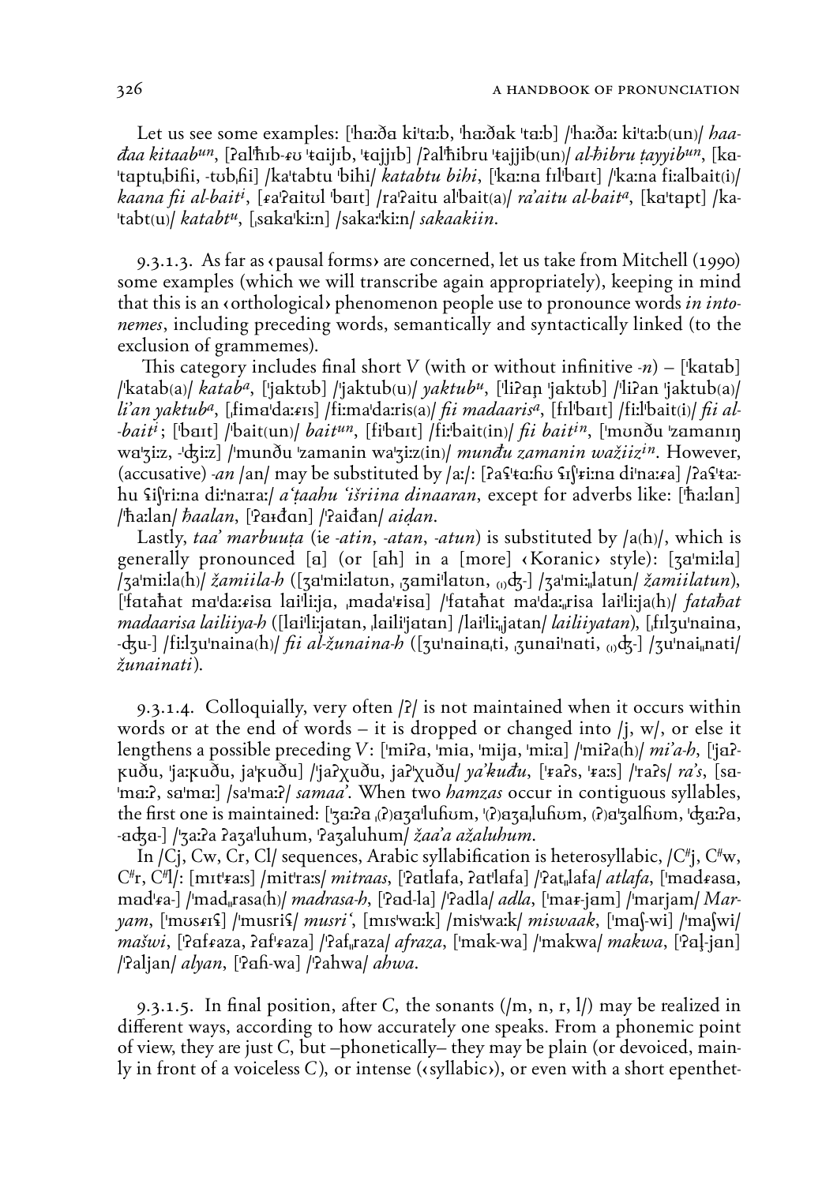Let us see some examples: [ˈhaːða kiˈtaːb, ˈhaːðak ˈtaːb] /ˈhaːða: kiˈtaːb(un)/ *haađaa kitaab*ᵘⁿ, [ʔalˈħɪb-ɾʊ ˈtaijɪb, ˈtajjɪb] /ʔalˈħibru ˈtajjib(un)/ *al-ħibru ṭayyib*ᵘⁿ, [kaˈtaptuˌbiħi, -tʊbˌħi] /kaˈtabtu ˈbihi/ *katabtu bihi*, [ˈkaːna fɪlˈbaɪt] /ˈkaːna fiːalbait(i)/ *kaana fii al-bait*ⁱ, [ɾaˈʔaitʊl ˈbaɪt] /raˈʔaitu alˈbait(a)/ *ra'aitu al-bait*ᵃ, [kaˈtapt] /kaˈtabt(u)/ *katabt*ᵘ, [ˌsakaˈkiːn] /sakaːˈkiːn/ *sakaakiin*.

9.3.1.3. As far as ‹pausal forms› are concerned, let us take from Mitchell (1990) some examples (which we will transcribe again appropriately), keeping in mind that this is an ‹orthological› phenomenon people use to pronounce words *in intonemes*, including preceding words, semantically and syntactically linked (to the exclusion of grammemes).

This category includes final short *V* (with or without infinitive *-n*) – [ˈkatab] /ˈkatab(a)/ *katab*ᵃ, [ˈjaktʊb] /ˈjaktub(u)/ *yaktub*ᵘ, [ˈliʔan ˈjaktʊb] /ˈliʔan ˈjaktub(a)/ *li'an yaktub*ᵃ, [ˌfimaˈdaːɾɪs] /fiːmaˈdaːris(a)/ *fii madaaris*ᵃ, [fɪlˈbaɪt] /fiːlˈbait(i)/ *fii al-bait*ⁱ; [ˈbaɪt] /ˈbait(un)/ *bait*ᵘⁿ, [fiˈbaɪt] /fiːˈbait(in)/ *fii bait*ⁱⁿ, [ˈmʊnðu ˈzamanɪŋ waˈʒiːz, -ˈdʒiːz] /ˈmunðu ˈzamanin waˈʒiːz(in)/ *munđu zamanin wažiiz*ⁱⁿ. However, (accusative) *-an* /an/ may be substituted by /aː/: [ʔaʕˈtaːħʊ ʕɪʃˈɾiːna diˈnaːɾa] /ʔaʕˈtaːhu ʕiʃˈriːna diːˈnaːraː/ *a'ṭaahu 'išriina dinaaran*, except for adverbs like: [ˈħaːlan] /ˈħaːlan/ *ħaalan*, [ˈʔaɪđan] /ˈʔaiđan/ *aiḍan*.

Lastly, *taa' marbuuṭa* (ie *-atin*, *-atan*, *-atun*) is substituted by /a(h)/, which is generally pronounced [a] (or [ah] in a [more] ‹Koranic› style): [ʒaˈmiːla] /ʒaˈmiːla(h)/ *žamiila-h* ([ʒaˈmiːlatʊn, ˌʒamiˈlatʊn, ₍₀₎dʒ-] /ʒaˈmiːˌlatun/ *žamiilatun*), [ˈfataħat maˈdaːɾisa laiˈliːja, ˌmadaˈɾisa] /ˈfataħat maˈdaːˌrisa laiˈliːja(h)/ *fataħat madaarisa lailiiya-h* ([laiˈliːjatan, ˌlailiˈjatan] /laiˈliːˌjatan/ *lailiiyatan*), [ˌfɪlʒuˈnaina, -dʒu-] /fiːlʒuˈnaina(h)/ *fii al-žunaina-h* ([ʒuˈnainaˌti, ˌʒunaiˈnati, ₍₀₎dʒ-] /ʒuˈnaiˌnati/ *žunainati*).

9.3.1.4. Colloquially, very often /ʔ/ is not maintained when it occurs within words or at the end of words – it is dropped or changed into /j, w/, or else it lengthens a possible preceding *V*: [ˈmiʔa, ˈmia, ˈmija, ˈmiːa] /ˈmiʔa(h)/ *mi'a-h*, [ˈjaʔʁuðu, ˈjaːʁuðu, jaˈʁuðu] /ˈjaʔχuðu, jaʔˈχuðu/ *ya'kuđu*, [ˈɾaʔs, ˈɾaːs] /ˈraʔs/ *ra's*, [saˈmaːʔ, saˈmaː] /saˈmaːʔ/ *samaa'*. When two *hamzas* occur in contiguous syllables, the first one is maintained: [ˈʒaːʔa ˌ(ʔ)aʒaˈluħʊm, ˈ(ʔ)aʒaˌluħʊm, (ʔ)aˈʒalħʊm, ˈdʒaːʔa, -adʒa-] /ˈʒaːʔa ʔaʒaˈluhum, ˈʔaʒaluhum/ *žaa'a ažaluhum*.

In /Cj, Cw, Cr, Cl/ sequences, Arabic syllabification is heterosyllabic, /C#j, C#w, C#r, C#l/: [mɪtˈɾaːs] /mitˈraːs/ *mitraas*, [ʔatlafa, ʔatˈlafa] /ʔatˌlafa/ *atlafa*, [ˈmadɾasa, madˈɾa-] /ˈmadˌrasa(h)/ *madrasa-h*, [ʔad-la] /ʔadla/ *adla*, [ˈmaɾ-jam] /ˈmarjam/ *Maryam*, [ˈmʊsɾɪʕ] /ˈmusriʕ/ *musri'*, [mɪsˈwaːk] /misˈwaːk/ *miswaak*, [ˈmaʃ-wi] /ˈmaʃwi/ *mašwi*, [ʔafɾaza, ʔafˈɾaza] /ʔafˌraza/ *afraza*, [ˈmak-wa] /ˈmakwa/ *makwa*, [ʔaʎ-jan] /ˈʔaljan/ *alyan*, [ʔaħ-wa] /ʔahwa/ *ahwa*.

9.3.1.5. In final position, after *C*, the sonants (/m, n, r, l/) may be realized in different ways, according to how accurately one speaks. From a phonemic point of view, they are just *C*, but –phonetically– they may be plain (or devoiced, mainly in front of a voiceless *C*), or intense (‹syllabic›), or even with a short epenthet-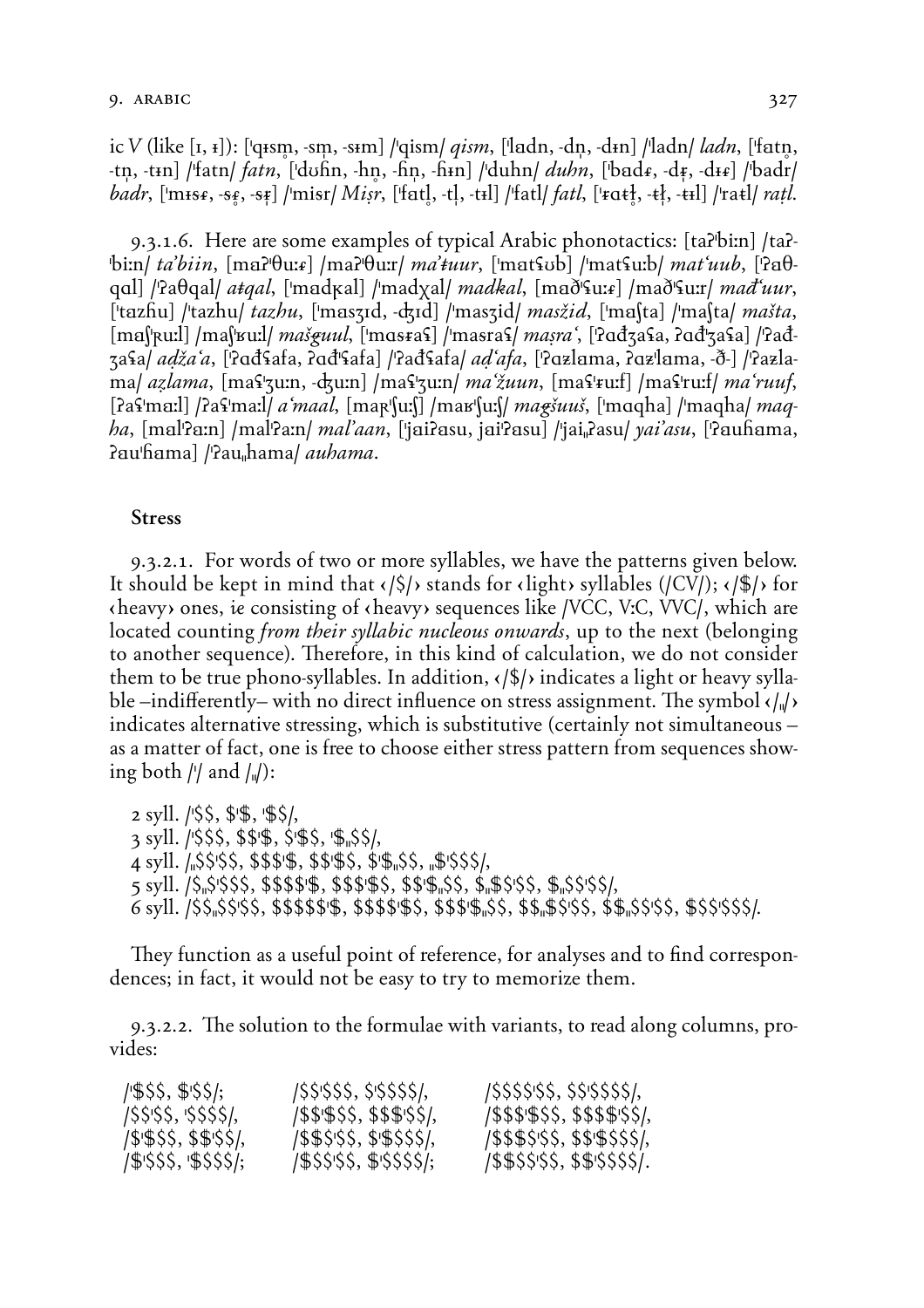ic *V* (like [ɪ, ɪ̵]): [ˈqɨsm̥, -sm̩, -sɨm] /ˈqism/ *qism*, [ˈlɑdn, -dn̩, -dɨn] /ˈladn/ *ladn*, [ˈfɑtn̥, -tn̩, -tɨn] /ˈfatn/ *fatn*, [ˈdʊɦn, -hn̥, -ɦn̩, -ɦɨn] /ˈduhn/ *duhn*, [ˈbɑdɾ, -dɾ̩, -dɨɾ] /ˈbadr/ *badr*, [ˈmɨsɾ, -sɾ̥, -sɾ̩] /ˈmisr/ *Miṣr*, [ˈfɑtl̥, -tl̩, -tɨl] /ˈfatl/ *fatl*, [ˈɾɑtɫ̥, -tɫ̩, -tɨl] /ˈratɫ/ *raṭl*.

9.3.1.6. Here are some examples of typical Arabic phonotactics: [taʔˈbiːn] /taʔˈbiːn/ *ta'biin*, [maʔˈθuːɾ] /maʔˈθuːr/ *ma'ṭuur*, [ˈmɑtʕʊb] /ˈmatʕuːb/ *mat'uub*, [ˈʔaθqɑl] /ˈʔaθqal/ *aṭqal*, [ˈmɑdʁal] /ˈmadχal/ *madkal*, [maðˈʕuːɾ] /maðˈʕuːr/ *maḏ'uur*, [ˈtɑzɦu] /ˈtazhu/ *tazhu*, [ˈmasʒɪd, -dʒɪd] /ˈmasʒid/ *masžid*, [ˈmɑʃta] /ˈmaʃta/ *mašta*, [maʃˈʁuːl] /maʃˈʁuːl/ *mašġuul*, [ˈmɑsɾaʕ] /ˈmasraʕ/ *maṣra'*, [ˈʔɑđʒaʕa, ʔɑđˈʒaʕa] /ˈʔađʒaʕa/ *aḍža'a*, [ˈʔɑđʕafa, ʔɑđˈʕafa] /ˈʔađʕafa/ *aḍ'afa*, [ˈʔɑzlɑma, ʔɑzˈlɑma, -ð-] /ˈʔazlama/ *aẓlama*, [maʕˈʒuːn, -dʒuːn] /maʕˈʒuːn/ *ma'žuun*, [maʕˈɾuːf] /maʕˈruːf/ *ma'ruuf*, [ʔaʕˈmɑːl] /ʔaʕˈmaːl/ *a'maal*, [maʁˈʃuːʃ] /maʁˈʃuːʃ/ *maġšuuš*, [ˈmɑqha] /ˈmaqha/ *maqha*, [malˈʔaːn] /malˈʔaːn/ *mal'aan*, [ˈjaiʔasu, jaiˈʔasu] /ˈjaiˌʔasu/ *yai'asu*, [ˈʔauɦama, ʔauˈɦama] /ˈʔauˌhama/ *auhama*.

### Stress

9.3.2.1. For words of two or more syllables, we have the patterns given below. It should be kept in mind that ‹/$/› stands for ‹light› syllables (/CV/); ‹/$/› for ‹heavy› ones, *ie* consisting of ‹heavy› sequences like /VCC, V:C, VVC/, which are located counting *from their syllabic nucleous onwards*, up to the next (belonging to another sequence). Therefore, in this kind of calculation, we do not consider them to be true phono-syllables. In addition, ‹/$/› indicates a light or heavy syllable –indifferently– with no direct influence on stress assignment. The symbol ‹/ˌ/› indicates alternative stressing, which is substitutive (certainly not simultaneous – as a matter of fact, one is free to choose either stress pattern from sequences showing both /ˈ/ and /ˌ/):

2 syll. /ˈ$$, $ˈ$, ˈ$$/,
3 syll. /ˈ$$$, $$ˈ$, $ˈ$$, ˈ$ˌ$$/,
4 syll. /ˌ$$ˈ$$, $$$ˈ$, $$ˈ$$, $ˈ$ˌ$$, ˌ$ˈ$$$/,
5 syll. /$ˌ$ˈ$$$, $$$$ˈ$, $$$ˈ$$, $$ˈ$ˌ$$, $ˌ$$ˈ$$, $ˌ$$ˈ$$/,
6 syll. /$$ˌ$$ˈ$$, $$$$$ˈ$, $$$$ˈ$$, $$$ˈ$ˌ$$, $$ˌ$$ˈ$$, $$ˌ$$ˈ$$, $$$ˈ$$$/.

They function as a useful point of reference, for analyses and to find correspondences; in fact, it would not be easy to try to memorize them.

9.3.2.2. The solution to the formulae with variants, to read along columns, provides:

/ˈ$$$, $ˈ$$/; /$$ˈ$$$, $ˈ$$$$/, /$$$$ˈ$$, $$ˈ$$$$/,
/$$ˈ$$, ˈ$$$$/, /$$ˈ$$$, $$$ˈ$$/, /$$$ˈ$$$, $$$$ˈ$$/,
/$ˈ$$$, $$ˈ$$/, /$$$ˈ$$, $ˈ$$$$/, /$$$$ˈ$$, $$ˈ$$$$/,
/$ˈ$$$, ˈ$$$$/; /$$$ˈ$$, $ˈ$$$$/; /$$$$ˈ$$, $$ˈ$$$$/.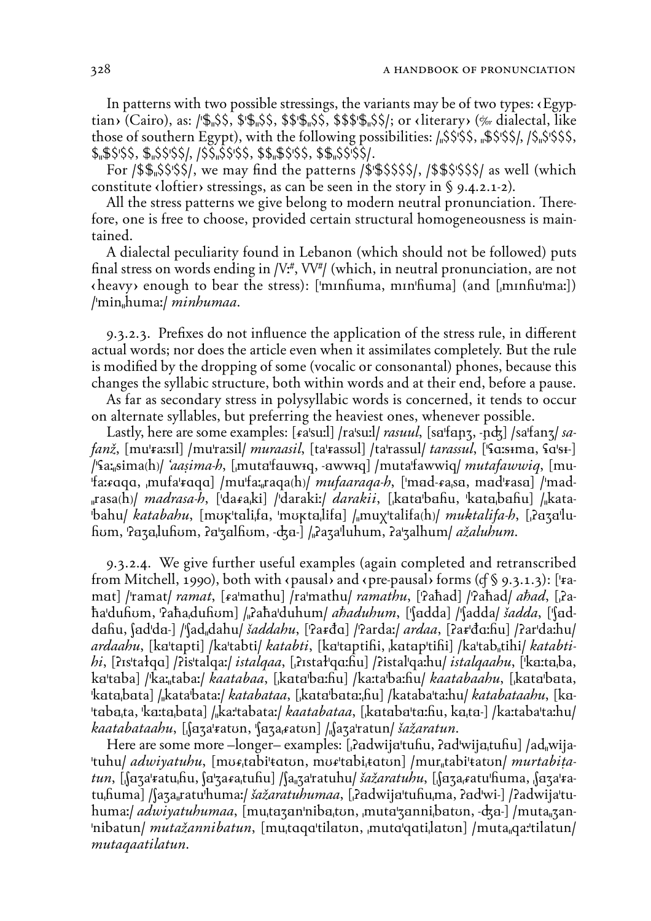In patterns with two possible stressings, the variants may be of two types: ‹Egyptian› (Cairo), as: /ˈ$ˌ$$, $ˈ$ˌ$$, $$ˈ$ˌ$$, $$$ˈ$ˌ$$/; or ‹literary› (℅r dialectal, like those of southern Egypt), with the following possibilities: /ˌ$$ˈ$$, ˌ$$ˈ$$/, /$ˌ$ˈ$$$, $ˌ$$ˈ$$, $ˌ$$ˈ$$/, /$$ˌ$$ˈ$$, $$ˌ$$ˈ$$, $$ˌ$$ˈ$$/.

For /$$ˌ$$ˈ$$/, we may find the patterns /$ˈ$$$$$/, /$$$ˈ$$$/ as well (which constitute ‹loftier› stressings, as can be seen in the story in § 9.4.2.1-2).

All the stress patterns we give belong to modern neutral pronunciation. Therefore, one is free to choose, provided certain structural homogeneousness is maintained.

A dialectal peculiarity found in Lebanon (which should not be followed) puts final stress on words ending in /Vː#, VV#/ (which, in neutral pronunciation, are not ‹heavy› enough to bear the stress): [ˈmɪnɦuma, mɪnˈɦuma] (and [ˌmɪnɦuˈmaː]) /ˈminˌhumaː/ *minhumaa*.

9.3.2.3. Prefixes do not influence the application of the stress rule, in different actual words; nor does the article even when it assimilates completely. But the rule is modified by the dropping of some (vocalic or consonantal) phones, because this changes the syllabic structure, both within words and at their end, before a pause.

As far as secondary stress in polysyllabic words is concerned, it tends to occur on alternate syllables, but preferring the heaviest ones, whenever possible.

Lastly, here are some examples: [ɾaˈsuːl] /raˈsuːl/ *rasuul*, [saˈfaɲʒ, -ɲʤ] /saˈfanʒ/ *safanž*, [muˈɾaːsɪl] /muˈraːsil/ *muraasil*, [taˈɾassʊl] /taˈrassul/ *tarassul*, [ˈʕaːsɨma, ʕaˈsɨ-] /ˈʕaːˌsima(h)/ *ʕaaṣima-h*, [ˌmutaˈfauwɨq, -awwɨq] /mutaˈfawwiq/ *mutafawwiq*, [muˈfaːɾaqa, ˌmufaˈɾaqa] /muˈfaːˌraqa(h)/ *mufaaraqa-h*, [ˈmad-ɾaˌsa, madˈɾasa] /ˈmadˌrasa(h)/ *madrasa-h*, [ˈdaɾaˌki] /ˈdaraki:/ *darakii*, [ˌkataˈbaɦu, ˈkataˌbaɦu] /ˌkataˈbahu/ *katabahu*, [mʊʁˈtaliˌfa, ˈmʊʁtaˌlifa] /ˌmuχˈtalifa(h)/ *muktalifa-h*, [ˌʔaʒaˈluɦʊm, ˈʔaʒaˌluɦʊm, ʔaˈʒalɦʊm, -ʤa-] /ˌʔaʒaˈluhum, ʔaˈʒalhum/ *ažaluhum*.

9.3.2.4. We give further useful examples (again completed and retranscribed from Mitchell, 1990), both with ‹pausal› and ‹pre-pausal› forms (cf § 9.3.1.3): [ˈɾamat] /ˈramat/ *ramat*, [ɾaˈmathu] /raˈmathu/ *ramathu*, [ˈʔaħad] /ˈʔaħad/ *aħad*, [ˌʔaħaˈduɦʊm, ˈʔaħaˌduɦʊm] /ˌʔaħaˈduhum/ *aħaduhum*, [ˈʃadda] /ˈʃadda/ *šadda*, [ˈʃaddaɦu, ʃadˈda-] /ˈʃadˌdahu/ *šaddahu*, [ˈʔaɾđa] /ˈʔarda:/ *ardaa*, [ʔaɾˈđaːɦu] /ʔarˈdaːhu/ *ardaahu*, [kaˈtapti] /kaˈtabti/ *katabti*, [kaˈtaptiɦi, ˌkatapˈtiɦi] /kaˈtabˌtihi/ *katabtihi*, [ʔɪsˈtaɫqa] /ʔisˈtalqa:/ *istalqaa*, [ˌʔɪstaɫˈqaːɦu] /ʔistalˈqaːhu/ *istalqaahu*, [ˈkaːtaˌba, kaˈtaba] /ˈkaːˌtabaː/ *kaatabaa*, [ˌkataˈbaːɦu] /kaːtaˈbaːhu/ *kaatabaahu*, [ˌkataˈbata, ˈkataˌbata] /ˌkataˈbataː/ *katabataa*, [ˌkataˈbataːˌɦu] /katabaˈtaːhu/ *katabataahu*, [kaˈtabaˌta, ˈkaːtaˌbata] /ˌkaːˈtabataː/ *kaatabataa*, [ˌkatabaˈtaːɦu, kaˌta-] /kaːtabaˈtaːhu/ *kaatabataahu*, [ˌʃaʒaˈɾatʊn, ˈʃaʒaˌɾatʊn] /ˌʃaʒaˈratun/ *šažaratun*.

Here are some more –longer– examples: [ˌʔadwijaˈtuɦu, ʔadˈwijaˌtuɦu] /adˌwijaˈtuhu/ *adwiyatuhu*, [mʊɾˌtabiˈɫatʊn, mʊɾˈtabiˌɫatʊn] /murˌtabiˈɫatun/ *murtabiṭatun*, [ˌʃaʒaˈɾatuˌɦu, ʃaˈʒaɾaˌtuɦu] /ʃaˌʒaˈratuhu/ *šažaratuhu*, [ˌʃaʒaˌɾatuˈɦuma, ˌʃaʒaˈɾatuˌɦuma] /ʃaʒaˌratuˈhumaː/ *šažaratuhumaa*, [ˌʔadwijaˈtuɦuˌma, ʔadˈwi-] /ʔadwijaˈtuhumaː/ *adwiyatuhumaa*, [muˌtaʒanˈnibaˌtʊn, ˌmutaˈʒanniˌbatʊn, -ʤa-] /mutaˌʒanˈnibatun/ *mutažannibatun*, [muˌtaqaˈtilatʊn, ˌmutaˈqatiˌlatʊn] /mutaˌqaːˈtilatun/ *mutaqaatilatun*.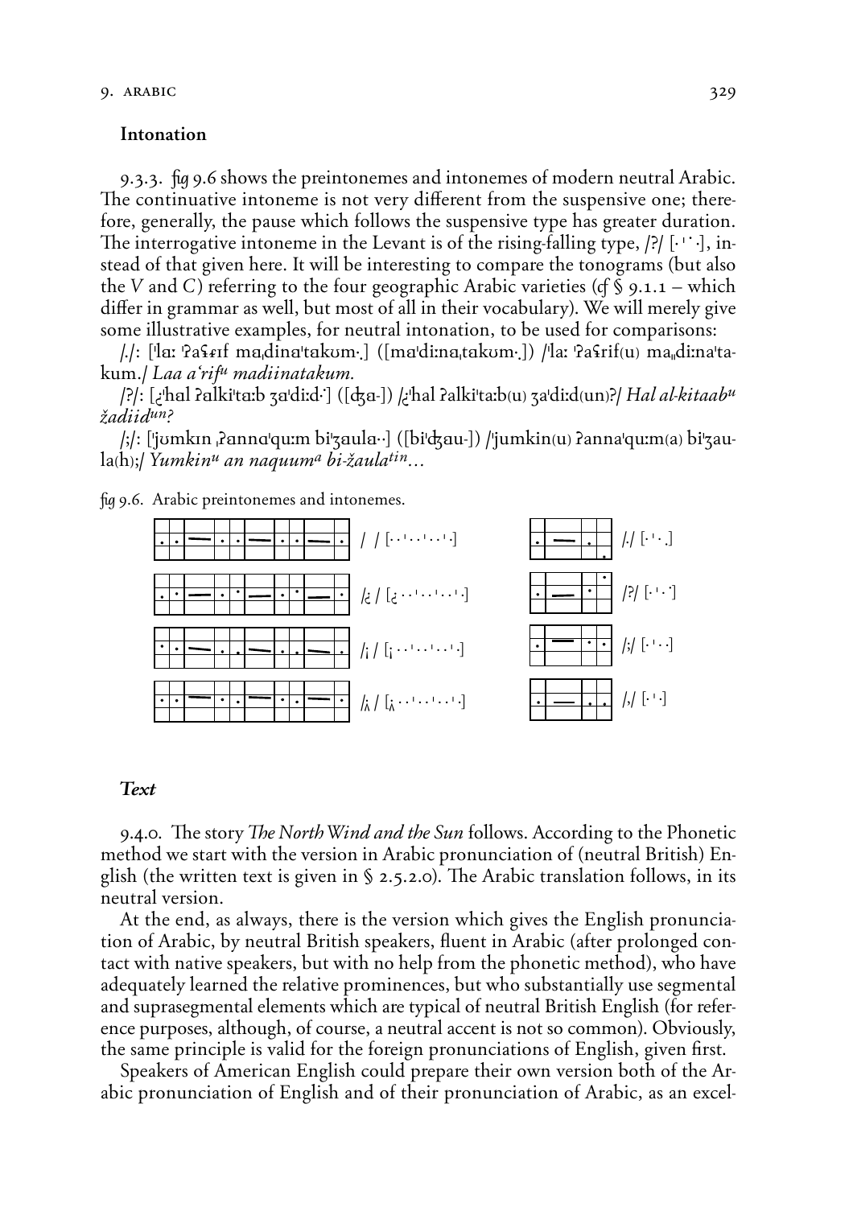### Intonation

9.3.3. *fig* 9.6 shows the preintonemes and intonemes of modern neutral Arabic. The continuative intoneme is not very different from the suspensive one; therefore, generally, the pause which follows the suspensive type has greater duration. The interrogative intoneme in the Levant is of the rising-falling type, /?/ [· ˈ˙ ·], instead of that given here. It will be interesting to compare the tonograms (but also the *V* and *C*) referring to the four geographic Arabic varieties (*cf* § 9.1.1 – which differ in grammar as well, but most of all in their vocabulary). We will merely give some illustrative examples, for neutral intonation, to be used for comparisons:

/./: [ˈlaː ˈʔaʕɾɪf maˌdinaˈtakʊm·.] ([maˈdiːnaˌtakʊm·.]) /ˈlaː ˈʔaʕrif(u) maˌdiːnaˈtakum./ *Laa aʿrif^u madiinatakum.*

/?/: [¿ˈhal ʔalkiˈtaːb ʒaˈdiːd·˙] ([dʒa-]) /¿ˈhal ʔalkiˈtaːb(u) ʒaˈdiːd(un)?/ *Hal al-kitaab^u žadiid^un?*

/;/: [ˈjʊmkɪn ˌʔannaˈquːm biˈʒaula··] ([biˈdʒau-]) /ˈjumkin(u) ʔannaˈquːm(a) biˈʒaula(h);/ *Yumkin^u an naquum^a bi-žaula^tin…*

*fig* 9.6. Arabic preintonemes and intonemes.

/ / [· · ˈ · · ˈ · · ˈ ·] /./ [· ˈ · .]

/¿ / [¿ · · ˈ · · ˈ · · ˈ ·] /?/ [· ˈ · ˙]

/¡ / [¡ · · ˈ · · ˈ · · ˈ ·] /;/ [· ˈ · ·]

/‸ / [‸ · · ˈ · · ˈ · · ˈ ·] /,/ [· ˈ ·]

### *Text*

9.4.0. The story *The North Wind and the Sun* follows. According to the Phonetic method we start with the version in Arabic pronunciation of (neutral British) English (the written text is given in § 2.5.2.0). The Arabic translation follows, in its neutral version.

At the end, as always, there is the version which gives the English pronunciation of Arabic, by neutral British speakers, fluent in Arabic (after prolonged contact with native speakers, but with no help from the phonetic method), who have adequately learned the relative prominences, but who substantially use segmental and suprasegmental elements which are typical of neutral British English (for reference purposes, although, of course, a neutral accent is not so common). Obviously, the same principle is valid for the foreign pronunciations of English, given first.

Speakers of American English could prepare their own version both of the Arabic pronunciation of English and of their pronunciation of Arabic, as an excel-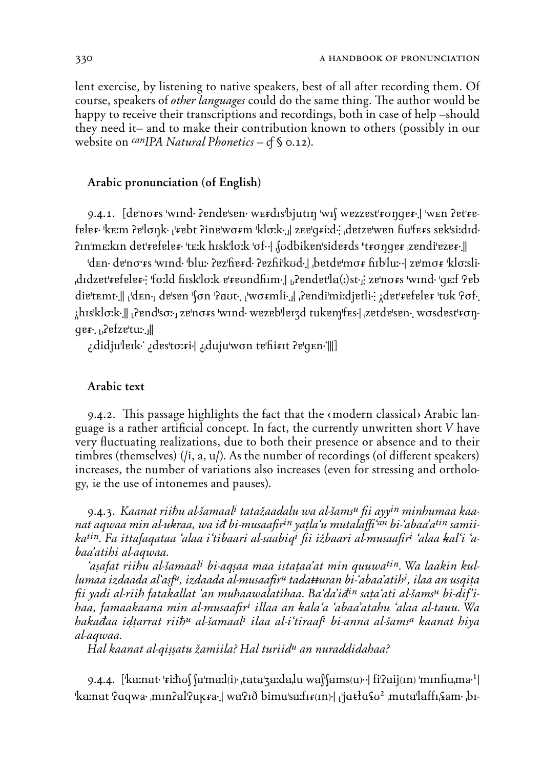lent exercise, by listening to native speakers, best of all after recording them. Of course, speakers of *other languages* could do the same thing. The author would be happy to receive their transcriptions and recordings, both in case of help –should they need it– and to make their contribution known to others (possibly in our website on *canIPA Natural Phonetics* – *cf* § 0.12).

### Arabic pronunciation (of English)

9.4.1. [dɐˈnɔɾs ˈwɪnd· ʔɐndɐˈsɛn· wɛɾdɪsˈbjutɪŋ ˈwɪʃ wɐzzɐstˈɾɔŋgɐɾ·| ˈwɛn ʔɐtˈɾɐfɐlɐɾ· ˈkɛːm ʔɐˈlɔŋk· ˌˈɾɐbt ʔinɐˈwɔɾm ˈklɔːk·ˌ| zɛɐˈgɾiːd·̣ ˌdɐtzɐˈwɛn ɦuˈfɛɾs sɐkˈsiːdɪd· ʔɪnˈmɛːkɪn dɐtˈɾɐfɐlɐɾ· ˈtɛːk hɪskˈlɔːk ˈɔf··| ˌʃʊdbikɐnˈsidɐɾds ˈˈtɾɔŋgɐɾ ˌzɐndiˈɐzɐɾ·‖

ˈdɛn· dɐˈnɔɾs ˈwɪnd· ˈbluː· ʔɐzˈɦɐɾd· ʔɐzɦiˈkʊd·| ˌbɐtdɐˈmɔɾ ɦibˈluː··| zɐˈmɔɾ ˈklɔːsli· ˌdɪdzɐtˈɾɐfɐlɐɾ·̣ ˈfɔːld ɦiskˈlɔːk ɐˈɾɐʊndɦɪm·| ˌˌʔɐndɐtˈla(ː)st·ˌ̣ zɐˈnɔɾs ˈwɪnd· ˈgɛːf ˈʔɐb diɐˈtɛmt·‖ ˌˈdɛn·ˌ dɐˈsɐn ˈʃɔn ˈʔaʊt·ˌ ˌˈwɔɾmli·ˌ| ˌʔɐndiˈmiːdjɐtli·̣ ˌdɐtˈɾɐfɐlɐɾ ˈtʊk ˈʔɔf·ˌ ˌhɪsˈklɔːk·‖ ˌʔɐndˈsɔːˌ zɐˈnɔɾs ˈwɪnd· wɐzɐbˈlɐɪʒd tukɐmˈfɛs·| ˌzɐtdɐˈsɐn·ˌ wɔsdɐstˈɾɔŋgɐɾ·ˌ ˌˌʔɐfzɐˈtuː·ˌ‖

¿ˌdidjuˈlɐɪk·̇ ¿ˌdɐsˈtɔːɾi·| ¿ˌdujuˈwɔn tɐˈɦiɾɪt ʔɐˈgɛn·‖‖]

### Arabic text

9.4.2. This passage highlights the fact that the ‹modern classical› Arabic language is a rather artificial concept. In fact, the currently unwritten short *V* have very fluctuating realizations, due to both their presence or absence and to their timbres (themselves) (/i, a, u/). As the number of recordings (of different speakers) increases, the number of variations also increases (even for stressing and orthology, *ie* the use of intonemes and pauses).

9.4.3. *Kaanat riiħu al-šamaal^i tatažaadalu wa al-šams^u fii ayy^in minhumaa kaanat aqwaa min al-ukraa, wa iđ bi-musaafir^in yaṭla'u mutalaffi'^an bi-'abaa'a^tin samiika^tin. Fa ittafaqataa 'alaa i'tibaari al-saabiq^i fii ižbaari al-musaafir^i 'alaa kal'i 'abaa'atihi al-aqwaa.*

*'aṣafat riiħu al-šamaal^i bi-aqṣaa maa istaṭaa'at min quuwa^tin. Wa laakin kullumaa izdaada al'aṣf^u, izdaada al-musaafir^u tadaŧŧuran bi-'abaa'atih^i, ilaa an usqiṭa fii yadi al-riiħ fatakallat 'an muħaawalatihaa. Ba'da'iđ^in saṭa'ati al-šams^u bi-dif'ihaa, famaakaana min al-musaafir^i illaa an kala'a 'abaa'atahu 'alaa al-tauu. Wa hakađaa iḍṭarrat riiħ^u al-šamaal^i ilaa al-i'tiraaf^i bi-anna al-šams^a kaanat hiya al-aqwaa.*

*Hal kaanat al-qiṣṣatu žamiila? Hal turiid^u an nuraddidahaa?*

9.4.4. [ˈkaːnat· ˈɾiːħʊʃ ʃaˈmaːl(i)· ˌtataˈʒaːdaˌlu waʃˈʃams(u)··| fiˈʔaij(ɪn) ˈmɪnɦuˌma·[1]| ˈkaːnat ˈʔaqwa· ˌmɪnʔalˈʔuʁɾa·| waˈʔɪð bimuˈsaːfɪɾ(ɪn)·| ˌˈjaɫaʕʊ[2] ˌmutaˈlaffɪˌʕam· ˌbɪ-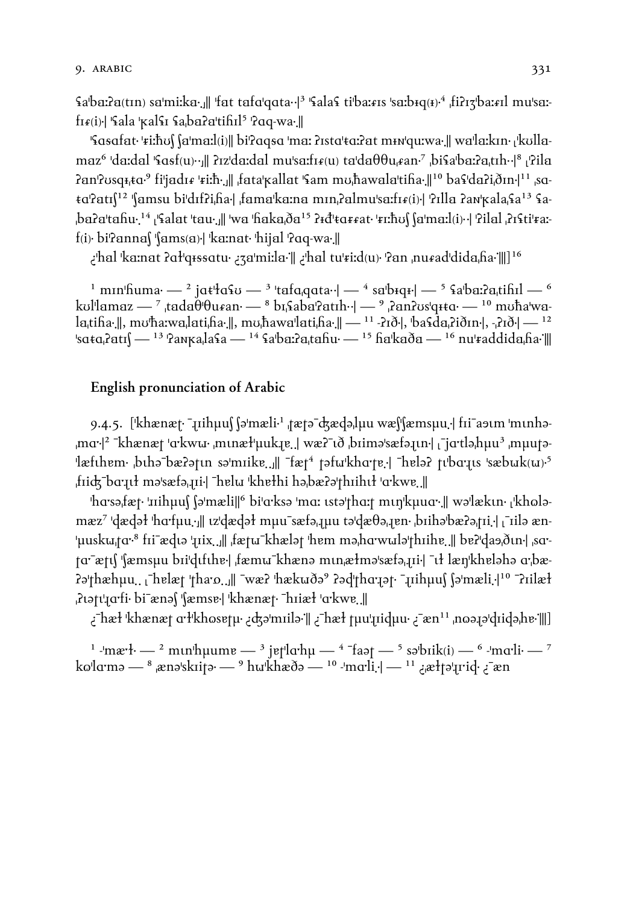ʕaˈbaːʔa(tɪn) saˈmiːka·.‖| ˈfat tafaˈqata··|[3] ˈʕalaʕ tiˈbaːɾɪs ˈsaːbɨq(ɨ)·[4] ˌfiʔɪʒˈbaːɾɪl muˈsaː-fɪɾ(i)·| ˈʕala ˈʁalʕɪ ʕaˌbaʔaˈtiħɪl[5] ˈʔaq-wa·.‖

ˈʕasafat· ˈɾiːħʊʃ ʃaˈmaːl(i)‖ biˈʔaqsa ˈmaː ʔɪstaˈtaːʔat mɪɾˈquːwa·.‖ waˈlaːkɪn· ˌˈkʊlla-maz[6] ˈdaːdal ˈʕasf(u)··.‖| ʔɪzˈdaːdal muˈsaːfɪɾ(u) taˈdaθθuˌɾan·[7] ˌbiʕaˈbaːʔaˌtɪh··|[8] ˌˈʔila ʔanˈʔʊsqɨˌta·[9] fiˈjadɪɾ ˈɾiːħ·.‖ ˌfataˈʁallat ˈʕam mʊˌħawalaˈtiħa·.‖[10] baʕˈdaʔiˌðɪn·|[11] ˌsa-taˈʔatɪʃ[12] ˈʃamsu biˈdɪfʔiˌħa·| ˌfamaˈkaːna mɪnˌʔalmuˈsaːfɪɾ(i)·| ˈʔɪlla ʔaɴˈʁalaˌʕa[13] ʕa-ˌbaʔaˈtaħu·.[14] ˌˈʕalat ˈtau·.‖ ˈwa ˈħakaˌða[15] ʔɨđˈtaɾɾat· ˈɾiːħʊʃ ʃaˈmaːl(i)··| ˈʔilal ˌʔɪʕtiˈɾaː-f(i)· biˈʔannaʃ ˈʃams(a)·| ˈkaːnat· ˈhijal ˈʔaq-wa·.‖

¿ˈhal ˈkaːnat ʔaɫˈqɪssatu· ¿ʒaˈmiːla·ˈ‖ ¿ˈhal tuˈɾiːd(u)· ˈʔan ˌnuɾadˈdidaˌħa·ˈ‖|][16]

[1] mɪnˈħuma· — [2] jaɾˈɫaʕʊ — [3] ˈtafaˌqata··| — [4] saˈbɨqɨ·| — [5] ʕaˈbaːʔaˌtiħɪl — [6] kʊlˈlamaz — [7] ˌtadaθˈθuɾan· — [8] bɪˌʕabaˈʔatɪh··| — [9] ˌʔanʔʊsˈqɨta· — [10] mʊħaˈwa-laˌtiħa·.‖, mʊˈħaːwaˌlatiˌħa·.‖, mʊˌħawaˈlatiˌħa·.‖ — [11] -ˌʔɪð·|, ˈbaʕdaˌʔiðɪn·|, -ˌʔɪð·| — [12] ˈsataˌʔatɪʃ — [13] ˈʔaɴʁaˌlaʕa — [14] ʕaˈbaːʔaˌtaħu· — [15] ħaˈkaða — [16] nuˈɾaddidaˌħa·ˈ‖|

## English pronunciation of Arabic

9.4.5. [ˈkhænæt· ¯ɹɪihµʊʃ ʃəˈmæli·[1] ˌtætə¯dʒædəˌlµu wæʃˈʃæmsµu.·| fɪi¯aəɪm ˈmɪnhə-ˌmɑ·|[2] ¯khænæt ˈɑkwɯ· ˌmɪnæɫˈµukʈɐ..| wæʔ¯ɪð ˌbɪimə ˈsæfəˌɹɪn·| ˌ¯jɑtləˌhµu[3] ˌmµutə-ˈlæfthɐm· ˌbɪhə¯bæʔəʈɪn səˈmɪikɐ..‖ ¯fæt[4] ʈəfɯˈkhɑʈɐ.·| ¯hɐləʔ ʈʊˈbɑɹɪs ˈsæbɯk(ɯ)·[5] ˌfɪiʤ¯bɑɹɪɫ məˈsæfəˌɹi·| ¯hɐlɯ ˈkhɐɫhi həˌbæʔəˈʈhɪihɪɫ ˈɑkwɐ..‖

ˈhɑsəˌfæʈ· ˈɹɪihµʊʃ ʃəˈmæli‖[6] biˈɑksə ˈmɑː ɪstəˈʈhɑːʈ mɪŋˈkµuɑ·.‖ wəˈlækɪn· ˌˈkhɵlə-mæz[7] ˈɖædəɫ ˈhɑfµu.·.‖ ɪzˈɖædəɫ mµu¯sæfəˌɹµu təˈɖæθəˌɹɐn· ˌbɪihəˈbæʔəˌʈɪi.·| ˌ¯ɪilə æn-ˈµuskɯˌʈɑ·[8] fɪi¯æɖɪə ˈɹɪix..‖ ˌfæʈɯ¯khæləʈ ˈhɐm məˌhɑwɯləˈʈhɪihɐ..‖ bɐʔˈɖaəˌðɪn·| ˌsɑ-ʈɑ¯æʈɪʃ ˈʃæmsµu bɪiˈɖɪfthɐ·| ˌfæmɯ¯khænə mɪnˌæɫməˈsæfəˌɹi·| ¯ɪɫ læŋˈkhɐləhə ɑˌbæ-ʔəˈʈhæhµu..ˌ¯hɐlæʈ ˈʈhɑ·ɒ..‖ ¯wæʔ ˈhækɯðə[9] ʔəɖˈʈhɑɹəʈ· ¯ɹɪihµʊʃ ʃəˈmæli.·|[10] ¯ʔɪilæɫ ˌʔɪəʈɪˈɹɑfi· bi¯ænəʃ ˈʃæmsɐ·| ˈkhænæʈ· ¯hɪiæɫ ˈɑkwɐ..‖

¿¯hæɫ ˈkhænæʈ ɑˈɫkhɵsɐʈµ· ¿ʤəˈmɪilə·ˈ‖ ¿¯hæɫ ʈµuˈɹɪiɖµu· ¿¯æn[11] ˌnɵəɹəˈɖɪɖəˌhɐ·ˈ‖|]

[1] -ˈmæ·ɫ· — [2] mɪnˈhµumɐ — [3] jɐʈˈlɑ·hµ — [4] ¯faəʈ — [5] səˈbɪik(i) — [6] -ˈmɑ·li· — [7] kɵˈlɑ·mə — [8] ˌænəˈskɪiʈə· — [9] hɯˈkhæðə — [10] -ˈmɑ·li.·| — [11] ¿æɫʈəˈɹɪ·ɖ· ¿¯æn